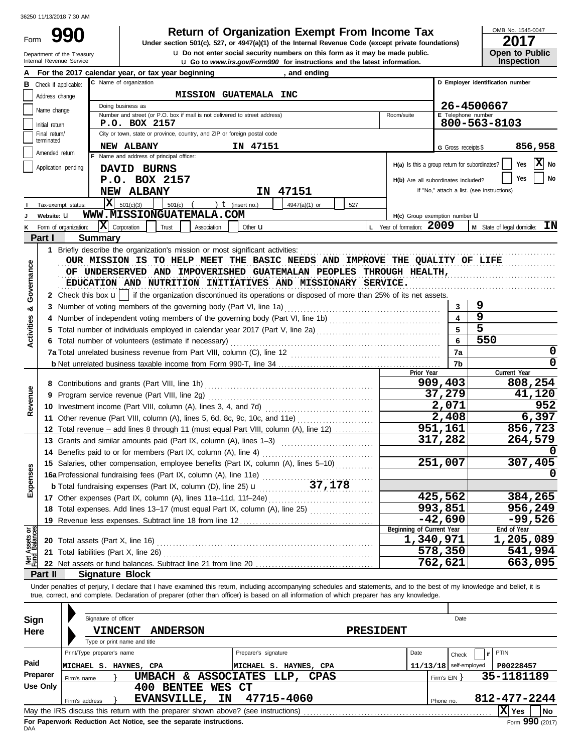36250 11/13/2018 7:30 AM

Form **990**

# Return of Organization Exempt From Income Tax

**Under section 501(c), 527, or 4947(a)(1) of the Internal Revenue Code (except private foundations)**

u Do not enter social security numbers on this form as it may be made public.

u Go to *www.irs.gov/Form990* for instructions and the latest information.

Department of the Treasury
Internal Revenue Service

OMB No. 1545-0047

**2017**

**Open to Public Inspection**

**A** For the 2017 calendar year, or tax year beginning , and ending

**B** Check if applicable:
- Address change
- Name change
- Initial return
- Final return/terminated
- Amended return
- Application pending

**C** Name of organization: **MISSION GUATEMALA INC**

Doing business as

Number and street (or P.O. box if mail is not delivered to street address): **P.O. BOX 2157** Room/suite

City or town, state or province, country, and ZIP or foreign postal code: **NEW ALBANY IN 47151**

**D** Employer identification number: **26-4500667**

**E** Telephone number: **800-563-8103**

**G** Gross receipts $ **856,958**

**F** Name and address of principal officer:
**DAVID BURNS**
**P.O. BOX 2157**
**NEW ALBANY IN 47151**

**H(a)** Is this a group return for subordinates? Yes [X] No

**H(b)** Are all subordinates included? Yes No
If "No," attach a list. (see instructions)

**I** Tax-exempt status: [X] 501(c)(3) 501(c) ( ) t (insert no.) 4947(a)(1) or 527

**J** Website: u **WWW.MISSIONGUATEMALA.COM**

**H(c)** Group exemption number u

**K** Form of organization: [X] Corporation Trust Association Other u

**L** Year of formation: **2009**

**M** State of legal domicile: **IN**

## Part I Summary

**Activities & Governance**

1 Briefly describe the organization's mission or most significant activities:
OUR MISSION IS TO HELP MEET THE BASIC NEEDS AND IMPROVE THE QUALITY OF LIFE OF UNDERSERVED AND IMPOVERISHED GUATEMALAN PEOPLES THROUGH HEALTH, EDUCATION AND NUTRITION INITIATIVES AND MISSIONARY SERVICE.

2 Check this box u [ ] if the organization discontinued its operations or disposed of more than 25% of its net assets.

| | | | |
|---|---|---|---|
| 3 | Number of voting members of the governing body (Part VI, line 1a) | 3 | 9 |
| 4 | Number of independent voting members of the governing body (Part VI, line 1b) | 4 | 9 |
| 5 | Total number of individuals employed in calendar year 2017 (Part V, line 2a) | 5 | 5 |
| 6 | Total number of volunteers (estimate if necessary) | 6 | 550 |
| 7a | Total unrelated business revenue from Part VIII, column (C), line 12 | 7a | 0 |
| b | Net unrelated business taxable income from Form 990-T, line 34 | 7b | 0 |

| | | Prior Year | Current Year |
|---|---|---|---|
| **Revenue** | | | |
| 8 | Contributions and grants (Part VIII, line 1h) | 909,403 | 808,254 |
| 9 | Program service revenue (Part VIII, line 2g) | 37,279 | 41,120 |
| 10 | Investment income (Part VIII, column (A), lines 3, 4, and 7d) | 2,071 | 952 |
| 11 | Other revenue (Part VIII, column (A), lines 5, 6d, 8c, 9c, 10c, and 11e) | 2,408 | 6,397 |
| 12 | Total revenue – add lines 8 through 11 (must equal Part VIII, column (A), line 12) | 951,161 | 856,723 |
| **Expenses** | | | |
| 13 | Grants and similar amounts paid (Part IX, column (A), lines 1–3) | 317,282 | 264,579 |
| 14 | Benefits paid to or for members (Part IX, column (A), line 4) | | 0 |
| 15 | Salaries, other compensation, employee benefits (Part IX, column (A), lines 5–10) | 251,007 | 307,405 |
| 16a | Professional fundraising fees (Part IX, column (A), line 11e) | | 0 |
| b | Total fundraising expenses (Part IX, column (D), line 25) u 37,178 | | |
| 17 | Other expenses (Part IX, column (A), lines 11a–11d, 11f–24e) | 425,562 | 384,265 |
| 18 | Total expenses. Add lines 13–17 (must equal Part IX, column (A), line 25) | 993,851 | 956,249 |
| 19 | Revenue less expenses. Subtract line 18 from line 12 | -42,690 | -99,526 |

| **Net Assets or Fund Balances** | | Beginning of Current Year | End of Year |
|---|---|---|---|
| 20 | Total assets (Part X, line 16) | 1,340,971 | 1,205,089 |
| 21 | Total liabilities (Part X, line 26) | 578,350 | 541,994 |
| 22 | Net assets or fund balances. Subtract line 21 from line 20 | 762,621 | 663,095 |

## Part II Signature Block

Under penalties of perjury, I declare that I have examined this return, including accompanying schedules and statements, and to the best of my knowledge and belief, it is true, correct, and complete. Declaration of preparer (other than officer) is based on all information of which preparer has any knowledge.

**Sign Here**

Signature of officer Date

**VINCENT ANDERSON PRESIDENT**

Type or print name and title

**Paid Preparer Use Only**

| Print/Type preparer's name | Preparer's signature | Date | Check if self-employed | PTIN |
|---|---|---|---|---|
| MICHAEL S. HAYNES, CPA | MICHAEL S. HAYNES, CPA | 11/13/18 | | P00228457 |

Firm's name } **UMBACH & ASSOCIATES LLP, CPAS** Firm's EIN } **35-1181189**

Firm's address } **400 BENTEE WES CT EVANSVILLE, IN 47715-4060** Phone no. **812-477-2244**

May the IRS discuss this return with the preparer shown above? (see instructions) [X] Yes No

**For Paperwork Reduction Act Notice, see the separate instructions.**

DAA Form **990** (2017)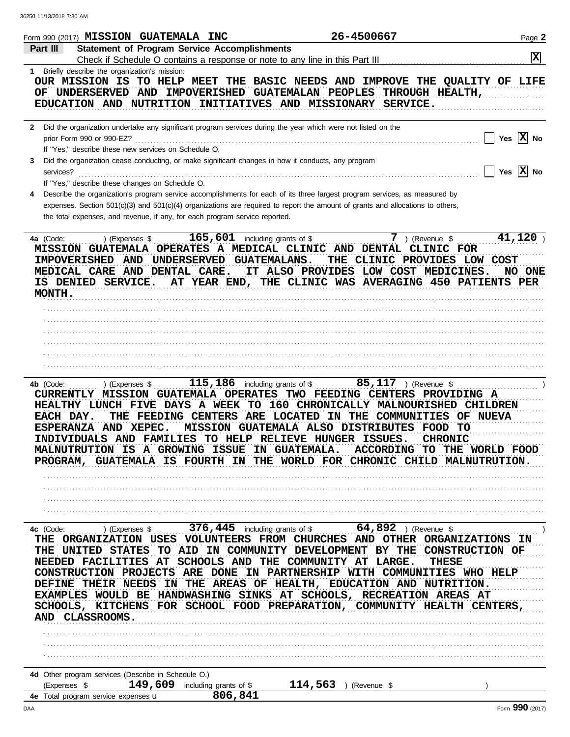Form 990 (2017) **MISSION GUATEMALA INC** **26-4500667** Page **2**

## Part III Statement of Program Service Accomplishments

Check if Schedule O contains a response or note to any line in this Part III . . . . . . . . . . . . . . . . . . . . . . . . . . . . . . . . . . . . . . . **[X]**

**1** Briefly describe the organization's mission:

OUR MISSION IS TO HELP MEET THE BASIC NEEDS AND IMPROVE THE QUALITY OF LIFE OF UNDERSERVED AND IMPOVERISHED GUATEMALAN PEOPLES THROUGH HEALTH, EDUCATION AND NUTRITION INITIATIVES AND MISSIONARY SERVICE.

**2** Did the organization undertake any significant program services during the year which were not listed on the prior Form 990 or 990-EZ? . . . . . . . . . . . . . . . . . . . . . . . . . . . . . . [ ] Yes [X] No

If "Yes," describe these new services on Schedule O.

**3** Did the organization cease conducting, or make significant changes in how it conducts, any program services? . . . . . . . . . . . . . . . . . . . . . . . . . . . . . . [ ] Yes [X] No

If "Yes," describe these changes on Schedule O.

**4** Describe the organization's program service accomplishments for each of its three largest program services, as measured by expenses. Section 501(c)(3) and 501(c)(4) organizations are required to report the amount of grants and allocations to others, the total expenses, and revenue, if any, for each program service reported.

**4a** (Code: ) (Expenses $ **165,601** including grants of $ **7** ) (Revenue $ **41,120** )

MISSION GUATEMALA OPERATES A MEDICAL CLINIC AND DENTAL CLINIC FOR IMPOVERISHED AND UNDERSERVED GUATEMALANS. THE CLINIC PROVIDES LOW COST MEDICAL CARE AND DENTAL CARE. IT ALSO PROVIDES LOW COST MEDICINES. NO ONE IS DENIED SERVICE. AT YEAR END, THE CLINIC WAS AVERAGING 450 PATIENTS PER MONTH.

**4b** (Code: ) (Expenses $ **115,186** including grants of $ **85,117** ) (Revenue $ )

CURRENTLY MISSION GUATEMALA OPERATES TWO FEEDING CENTERS PROVIDING A HEALTHY LUNCH FIVE DAYS A WEEK TO 160 CHRONICALLY MALNOURISHED CHILDREN EACH DAY. THE FEEDING CENTERS ARE LOCATED IN THE COMMUNITIES OF NUEVA ESPERANZA AND XEPEC. MISSION GUATEMALA ALSO DISTRIBUTES FOOD TO INDIVIDUALS AND FAMILIES TO HELP RELIEVE HUNGER ISSUES. CHRONIC MALNUTRUTION IS A GROWING ISSUE IN GUATEMALA. ACCORDING TO THE WORLD FOOD PROGRAM, GUATEMALA IS FOURTH IN THE WORLD FOR CHRONIC CHILD MALNUTRUTION.

**4c** (Code: ) (Expenses $ **376,445** including grants of $ **64,892** ) (Revenue $ )

THE ORGANIZATION USES VOLUNTEERS FROM CHURCHES AND OTHER ORGANIZATIONS IN THE UNITED STATES TO AID IN COMMUNITY DEVELOPMENT BY THE CONSTRUCTION OF NEEDED FACILITIES AT SCHOOLS AND THE COMMUNITY AT LARGE. THESE CONSTRUCTION PROJECTS ARE DONE IN PARTNERSHIP WITH COMMUNITIES WHO HELP DEFINE THEIR NEEDS IN THE AREAS OF HEALTH, EDUCATION AND NUTRITION. EXAMPLES WOULD BE HANDWASHING SINKS AT SCHOOLS, RECREATION AREAS AT SCHOOLS, KITCHENS FOR SCHOOL FOOD PREPARATION, COMMUNITY HEALTH CENTERS, AND CLASSROOMS.

**4d** Other program services (Describe in Schedule O.)

(Expenses $ **149,609** including grants of $ **114,563** ) (Revenue $ )

**4e** Total program service expenses ▶ **806,841**

Form **990** (2017)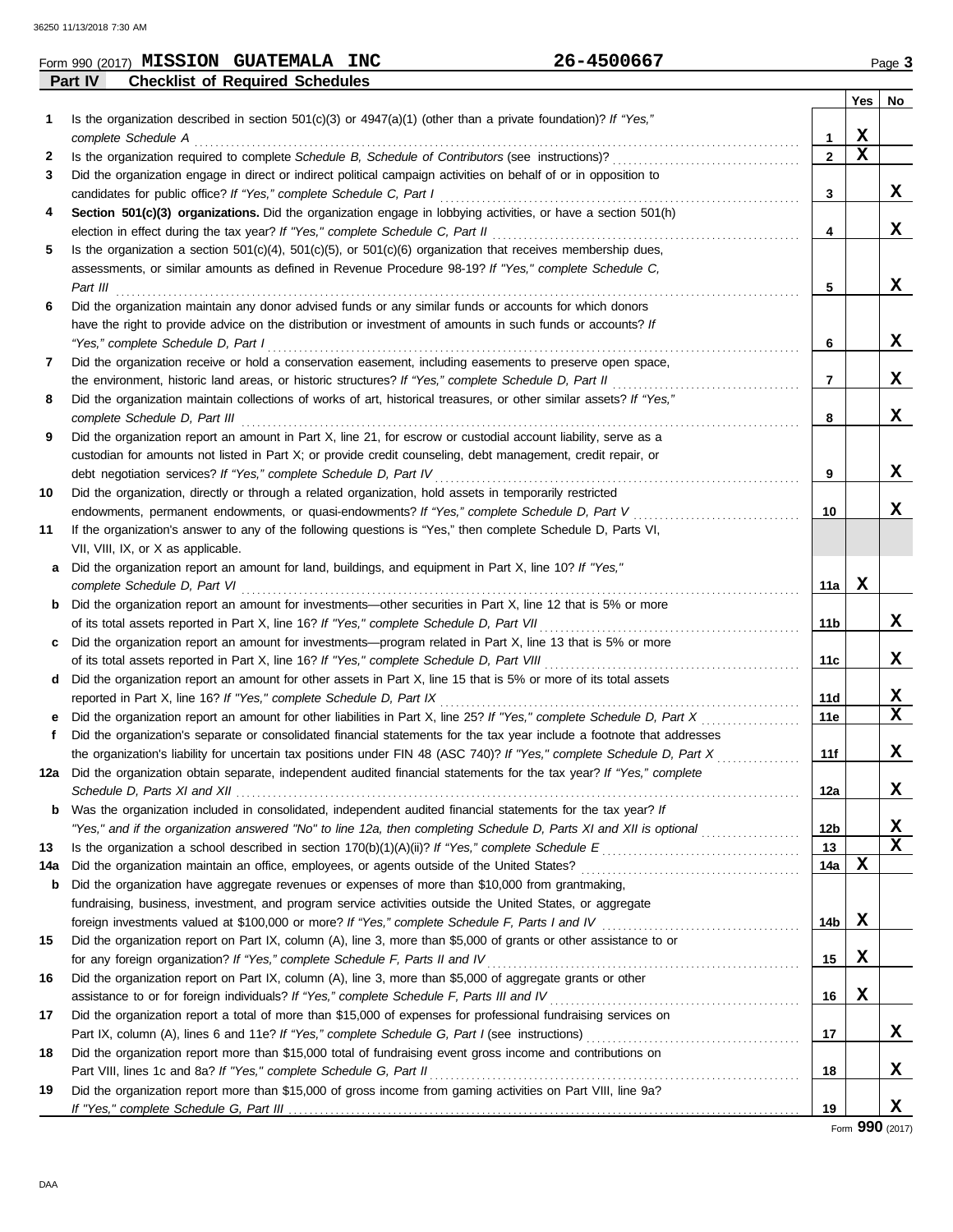Form 990 (2017) **MISSION GUATEMALA INC** **26-4500667**

## Part IV Checklist of Required Schedules

| | | | Yes | No |
|---|---|---|---|---|
| 1 | Is the organization described in section 501(c)(3) or 4947(a)(1) (other than a private foundation)? *If "Yes," complete Schedule A* | 1 | X | |
| 2 | Is the organization required to complete *Schedule B, Schedule of Contributors* (see instructions)? | 2 | X | |
| 3 | Did the organization engage in direct or indirect political campaign activities on behalf of or in opposition to candidates for public office? *If "Yes," complete Schedule C, Part I* | 3 | | X |
| 4 | **Section 501(c)(3) organizations.** Did the organization engage in lobbying activities, or have a section 501(h) election in effect during the tax year? *If "Yes," complete Schedule C, Part II* | 4 | | X |
| 5 | Is the organization a section 501(c)(4), 501(c)(5), or 501(c)(6) organization that receives membership dues, assessments, or similar amounts as defined in Revenue Procedure 98-19? *If "Yes," complete Schedule C, Part III* | 5 | | X |
| 6 | Did the organization maintain any donor advised funds or any similar funds or accounts for which donors have the right to provide advice on the distribution or investment of amounts in such funds or accounts? *If "Yes," complete Schedule D, Part I* | 6 | | X |
| 7 | Did the organization receive or hold a conservation easement, including easements to preserve open space, the environment, historic land areas, or historic structures? *If "Yes," complete Schedule D, Part II* | 7 | | X |
| 8 | Did the organization maintain collections of works of art, historical treasures, or other similar assets? *If "Yes," complete Schedule D, Part III* | 8 | | X |
| 9 | Did the organization report an amount in Part X, line 21, for escrow or custodial account liability, serve as a custodian for amounts not listed in Part X; or provide credit counseling, debt management, credit repair, or debt negotiation services? *If "Yes," complete Schedule D, Part IV* | 9 | | X |
| 10 | Did the organization, directly or through a related organization, hold assets in temporarily restricted endowments, permanent endowments, or quasi-endowments? *If "Yes," complete Schedule D, Part V* | 10 | | X |
| 11 | If the organization's answer to any of the following questions is "Yes," then complete Schedule D, Parts VI, VII, VIII, IX, or X as applicable. | | | |
| a | Did the organization report an amount for land, buildings, and equipment in Part X, line 10? *If "Yes," complete Schedule D, Part VI* | 11a | X | |
| b | Did the organization report an amount for investments—other securities in Part X, line 12 that is 5% or more of its total assets reported in Part X, line 16? *If "Yes," complete Schedule D, Part VII* | 11b | | X |
| c | Did the organization report an amount for investments—program related in Part X, line 13 that is 5% or more of its total assets reported in Part X, line 16? *If "Yes," complete Schedule D, Part VIII* | 11c | | X |
| d | Did the organization report an amount for other assets in Part X, line 15 that is 5% or more of its total assets reported in Part X, line 16? *If "Yes," complete Schedule D, Part IX* | 11d | | X |
| e | Did the organization report an amount for other liabilities in Part X, line 25? *If "Yes," complete Schedule D, Part X* | 11e | | X |
| f | Did the organization's separate or consolidated financial statements for the tax year include a footnote that addresses the organization's liability for uncertain tax positions under FIN 48 (ASC 740)? *If "Yes," complete Schedule D, Part X* | 11f | | X |
| 12a | Did the organization obtain separate, independent audited financial statements for the tax year? *If "Yes," complete Schedule D, Parts XI and XII* | 12a | | X |
| b | Was the organization included in consolidated, independent audited financial statements for the tax year? *If "Yes," and if the organization answered "No" to line 12a, then completing Schedule D, Parts XI and XII is optional* | 12b | | X |
| 13 | Is the organization a school described in section 170(b)(1)(A)(ii)? *If "Yes," complete Schedule E* | 13 | | X |
| 14a | Did the organization maintain an office, employees, or agents outside of the United States? | 14a | X | |
| b | Did the organization have aggregate revenues or expenses of more than $10,000 from grantmaking, fundraising, business, investment, and program service activities outside the United States, or aggregate foreign investments valued at $100,000 or more? *If "Yes," complete Schedule F, Parts I and IV* | 14b | X | |
| 15 | Did the organization report on Part IX, column (A), line 3, more than $5,000 of grants or other assistance to or for any foreign organization? *If "Yes," complete Schedule F, Parts II and IV* | 15 | X | |
| 16 | Did the organization report on Part IX, column (A), line 3, more than $5,000 of aggregate grants or other assistance to or for foreign individuals? *If "Yes," complete Schedule F, Parts III and IV* | 16 | X | |
| 17 | Did the organization report a total of more than $15,000 of expenses for professional fundraising services on Part IX, column (A), lines 6 and 11e? *If "Yes," complete Schedule G, Part I* (see instructions) | 17 | | X |
| 18 | Did the organization report more than $15,000 total of fundraising event gross income and contributions on Part VIII, lines 1c and 8a? *If "Yes," complete Schedule G, Part II* | 18 | | X |
| 19 | Did the organization report more than $15,000 of gross income from gaming activities on Part VIII, line 9a? *If "Yes," complete Schedule G, Part III* | 19 | | X |

Form **990** (2017)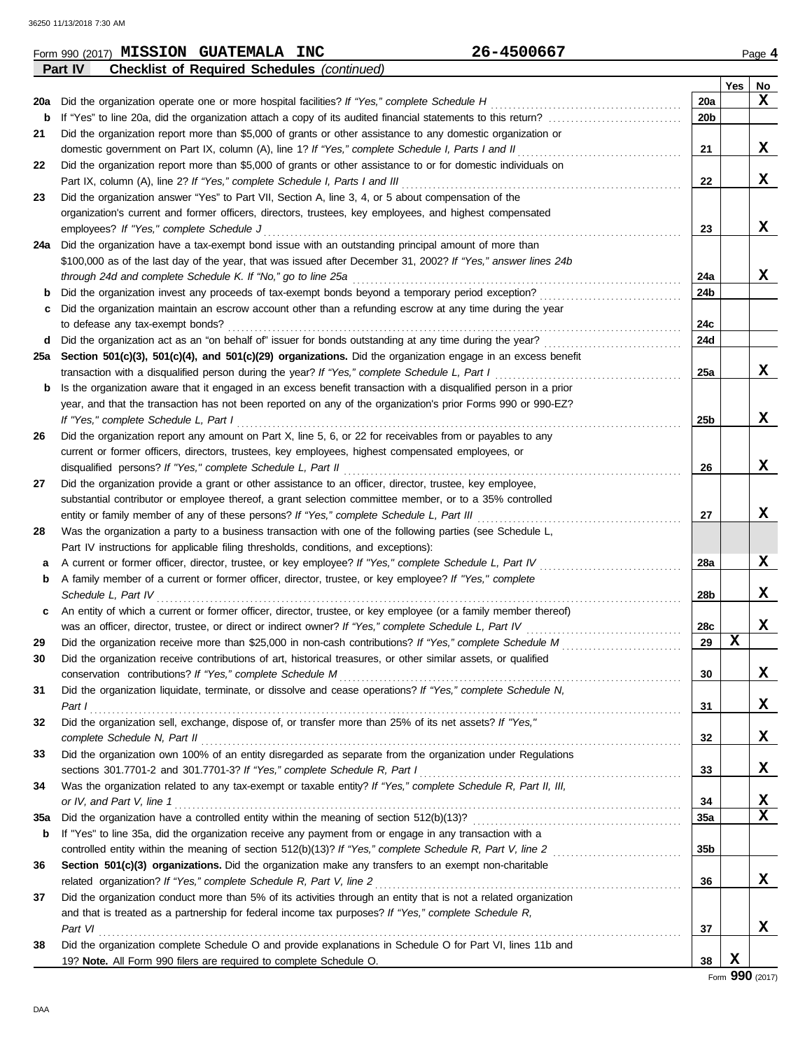Form 990 (2017) **MISSION GUATEMALA INC** **26-4500667**

**Part IV** **Checklist of Required Schedules** *(continued)*

| | | | Yes | No |
|---|---|---|---|---|
| **20a** | Did the organization operate one or more hospital facilities? *If "Yes," complete Schedule H* | **20a** | | **X** |
| **b** | If "Yes" to line 20a, did the organization attach a copy of its audited financial statements to this return? | **20b** | | |
| **21** | Did the organization report more than $5,000 of grants or other assistance to any domestic organization or domestic government on Part IX, column (A), line 1? *If "Yes," complete Schedule I, Parts I and II* | **21** | | **X** |
| **22** | Did the organization report more than $5,000 of grants or other assistance to or for domestic individuals on Part IX, column (A), line 2? *If "Yes," complete Schedule I, Parts I and III* | **22** | | **X** |
| **23** | Did the organization answer "Yes" to Part VII, Section A, line 3, 4, or 5 about compensation of the organization's current and former officers, directors, trustees, key employees, and highest compensated employees? *If "Yes," complete Schedule J* | **23** | | **X** |
| **24a** | Did the organization have a tax-exempt bond issue with an outstanding principal amount of more than $100,000 as of the last day of the year, that was issued after December 31, 2002? *If "Yes," answer lines 24b through 24d and complete Schedule K. If "No," go to line 25a* | **24a** | | **X** |
| **b** | Did the organization invest any proceeds of tax-exempt bonds beyond a temporary period exception? | **24b** | | |
| **c** | Did the organization maintain an escrow account other than a refunding escrow at any time during the year to defease any tax-exempt bonds? | **24c** | | |
| **d** | Did the organization act as an "on behalf of" issuer for bonds outstanding at any time during the year? | **24d** | | |
| **25a** | **Section 501(c)(3), 501(c)(4), and 501(c)(29) organizations.** Did the organization engage in an excess benefit transaction with a disqualified person during the year? *If "Yes," complete Schedule L, Part I* | **25a** | | **X** |
| **b** | Is the organization aware that it engaged in an excess benefit transaction with a disqualified person in a prior year, and that the transaction has not been reported on any of the organization's prior Forms 990 or 990-EZ? *If "Yes," complete Schedule L, Part I* | **25b** | | **X** |
| **26** | Did the organization report any amount on Part X, line 5, 6, or 22 for receivables from or payables to any current or former officers, directors, trustees, key employees, highest compensated employees, or disqualified persons? *If "Yes," complete Schedule L, Part II* | **26** | | **X** |
| **27** | Did the organization provide a grant or other assistance to an officer, director, trustee, key employee, substantial contributor or employee thereof, a grant selection committee member, or to a 35% controlled entity or family member of any of these persons? *If "Yes," complete Schedule L, Part III* | **27** | | **X** |
| **28** | Was the organization a party to a business transaction with one of the following parties (see Schedule L, Part IV instructions for applicable filing thresholds, conditions, and exceptions): | | | |
| **a** | A current or former officer, director, trustee, or key employee? *If "Yes," complete Schedule L, Part IV* | **28a** | | **X** |
| **b** | A family member of a current or former officer, director, trustee, or key employee? *If "Yes," complete Schedule L, Part IV* | **28b** | | **X** |
| **c** | An entity of which a current or former officer, director, trustee, or key employee (or a family member thereof) was an officer, director, trustee, or direct or indirect owner? *If "Yes," complete Schedule L, Part IV* | **28c** | | **X** |
| **29** | Did the organization receive more than $25,000 in non-cash contributions? *If "Yes," complete Schedule M* | **29** | **X** | |
| **30** | Did the organization receive contributions of art, historical treasures, or other similar assets, or qualified conservation contributions? *If "Yes," complete Schedule M* | **30** | | **X** |
| **31** | Did the organization liquidate, terminate, or dissolve and cease operations? *If "Yes," complete Schedule N, Part I* | **31** | | **X** |
| **32** | Did the organization sell, exchange, dispose of, or transfer more than 25% of its net assets? *If "Yes," complete Schedule N, Part II* | **32** | | **X** |
| **33** | Did the organization own 100% of an entity disregarded as separate from the organization under Regulations sections 301.7701-2 and 301.7701-3? *If "Yes," complete Schedule R, Part I* | **33** | | **X** |
| **34** | Was the organization related to any tax-exempt or taxable entity? *If "Yes," complete Schedule R, Part II, III, or IV, and Part V, line 1* | **34** | | **X** |
| **35a** | Did the organization have a controlled entity within the meaning of section 512(b)(13)? | **35a** | | **X** |
| **b** | If "Yes" to line 35a, did the organization receive any payment from or engage in any transaction with a controlled entity within the meaning of section 512(b)(13)? *If "Yes," complete Schedule R, Part V, line 2* | **35b** | | |
| **36** | **Section 501(c)(3) organizations.** Did the organization make any transfers to an exempt non-charitable related organization? *If "Yes," complete Schedule R, Part V, line 2* | **36** | | **X** |
| **37** | Did the organization conduct more than 5% of its activities through an entity that is not a related organization and that is treated as a partnership for federal income tax purposes? *If "Yes," complete Schedule R, Part VI* | **37** | | **X** |
| **38** | Did the organization complete Schedule O and provide explanations in Schedule O for Part VI, lines 11b and 19? **Note.** All Form 990 filers are required to complete Schedule O. | **38** | **X** | |

Form **990** (2017)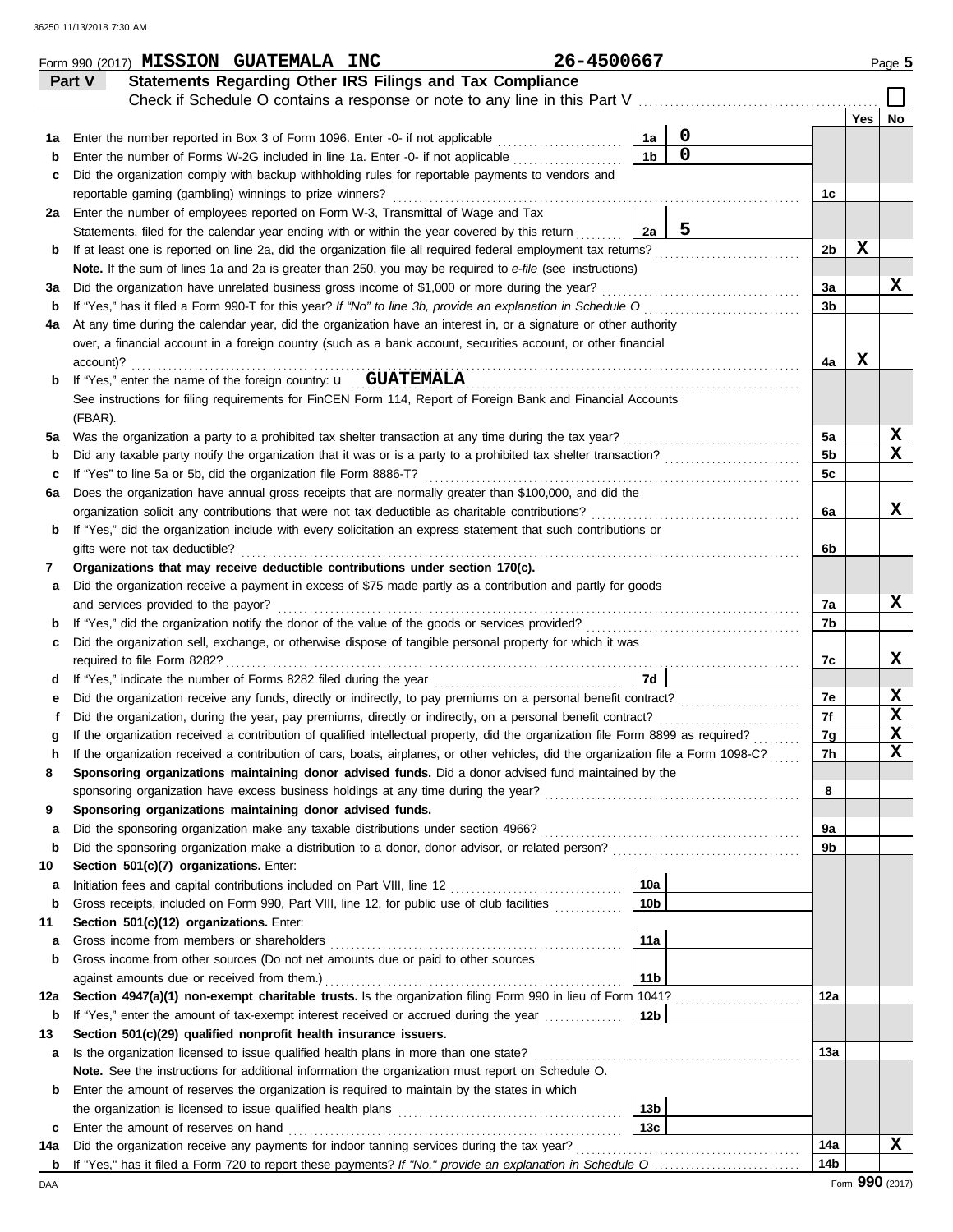Form 990 (2017) **MISSION GUATEMALA INC** **26-4500667** Page **5**

## Part V — Statements Regarding Other IRS Filings and Tax Compliance

Check if Schedule O contains a response or note to any line in this Part V ☐

| | | | | Line | Yes | No |
|---|---|---|---|---|---|---|
| **1a** | Enter the number reported in Box 3 of Form 1096. Enter -0- if not applicable | 1a | 0 | | | |
| **b** | Enter the number of Forms W-2G included in line 1a. Enter -0- if not applicable | 1b | 0 | | | |
| **c** | Did the organization comply with backup withholding rules for reportable payments to vendors and reportable gaming (gambling) winnings to prize winners? | | | 1c | | |
| **2a** | Enter the number of employees reported on Form W-3, Transmittal of Wage and Tax Statements, filed for the calendar year ending with or within the year covered by this return | 2a | 5 | | | |
| **b** | If at least one is reported on line 2a, did the organization file all required federal employment tax returns? | | | 2b | X | |
| | **Note.** If the sum of lines 1a and 2a is greater than 250, you may be required to *e-file* (see instructions) | | | | | |
| **3a** | Did the organization have unrelated business gross income of $1,000 or more during the year? | | | 3a | | X |
| **b** | If "Yes," has it filed a Form 990-T for this year? *If "No" to line 3b, provide an explanation in Schedule O* | | | 3b | | |
| **4a** | At any time during the calendar year, did the organization have an interest in, or a signature or other authority over, a financial account in a foreign country (such as a bank account, securities account, or other financial account)? | | | 4a | X | |
| **b** | If "Yes," enter the name of the foreign country: **GUATEMALA** | | | | | |
| | See instructions for filing requirements for FinCEN Form 114, Report of Foreign Bank and Financial Accounts (FBAR). | | | | | |
| **5a** | Was the organization a party to a prohibited tax shelter transaction at any time during the tax year? | | | 5a | | X |
| **b** | Did any taxable party notify the organization that it was or is a party to a prohibited tax shelter transaction? | | | 5b | | X |
| **c** | If "Yes" to line 5a or 5b, did the organization file Form 8886-T? | | | 5c | | |
| **6a** | Does the organization have annual gross receipts that are normally greater than $100,000, and did the organization solicit any contributions that were not tax deductible as charitable contributions? | | | 6a | | X |
| **b** | If "Yes," did the organization include with every solicitation an express statement that such contributions or gifts were not tax deductible? | | | 6b | | |
| **7** | **Organizations that may receive deductible contributions under section 170(c).** | | | | | |
| **a** | Did the organization receive a payment in excess of $75 made partly as a contribution and partly for goods and services provided to the payor? | | | 7a | | X |
| **b** | If "Yes," did the organization notify the donor of the value of the goods or services provided? | | | 7b | | |
| **c** | Did the organization sell, exchange, or otherwise dispose of tangible personal property for which it was required to file Form 8282? | | | 7c | | X |
| **d** | If "Yes," indicate the number of Forms 8282 filed during the year | 7d | | | | |
| **e** | Did the organization receive any funds, directly or indirectly, to pay premiums on a personal benefit contract? | | | 7e | | X |
| **f** | Did the organization, during the year, pay premiums, directly or indirectly, on a personal benefit contract? | | | 7f | | X |
| **g** | If the organization received a contribution of qualified intellectual property, did the organization file Form 8899 as required? | | | 7g | | X |
| **h** | If the organization received a contribution of cars, boats, airplanes, or other vehicles, did the organization file a Form 1098-C? | | | 7h | | X |
| **8** | **Sponsoring organizations maintaining donor advised funds.** Did a donor advised fund maintained by the sponsoring organization have excess business holdings at any time during the year? | | | 8 | | |
| **9** | **Sponsoring organizations maintaining donor advised funds.** | | | | | |
| **a** | Did the sponsoring organization make any taxable distributions under section 4966? | | | 9a | | |
| **b** | Did the sponsoring organization make a distribution to a donor, donor advisor, or related person? | | | 9b | | |
| **10** | **Section 501(c)(7) organizations.** Enter: | | | | | |
| **a** | Initiation fees and capital contributions included on Part VIII, line 12 | 10a | | | | |
| **b** | Gross receipts, included on Form 990, Part VIII, line 12, for public use of club facilities | 10b | | | | |
| **11** | **Section 501(c)(12) organizations.** Enter: | | | | | |
| **a** | Gross income from members or shareholders | 11a | | | | |
| **b** | Gross income from other sources (Do not net amounts due or paid to other sources against amounts due or received from them.) | 11b | | | | |
| **12a** | **Section 4947(a)(1) non-exempt charitable trusts.** Is the organization filing Form 990 in lieu of Form 1041? | | | 12a | | |
| **b** | If "Yes," enter the amount of tax-exempt interest received or accrued during the year | 12b | | | | |
| **13** | **Section 501(c)(29) qualified nonprofit health insurance issuers.** | | | | | |
| **a** | Is the organization licensed to issue qualified health plans in more than one state? | | | 13a | | |
| | **Note.** See the instructions for additional information the organization must report on Schedule O. | | | | | |
| **b** | Enter the amount of reserves the organization is required to maintain by the states in which the organization is licensed to issue qualified health plans | 13b | | | | |
| **c** | Enter the amount of reserves on hand | 13c | | | | |
| **14a** | Did the organization receive any payments for indoor tanning services during the tax year? | | | 14a | | X |
| **b** | If "Yes," has it filed a Form 720 to report these payments? *If "No," provide an explanation in Schedule O* | | | 14b | | |

Form **990** (2017)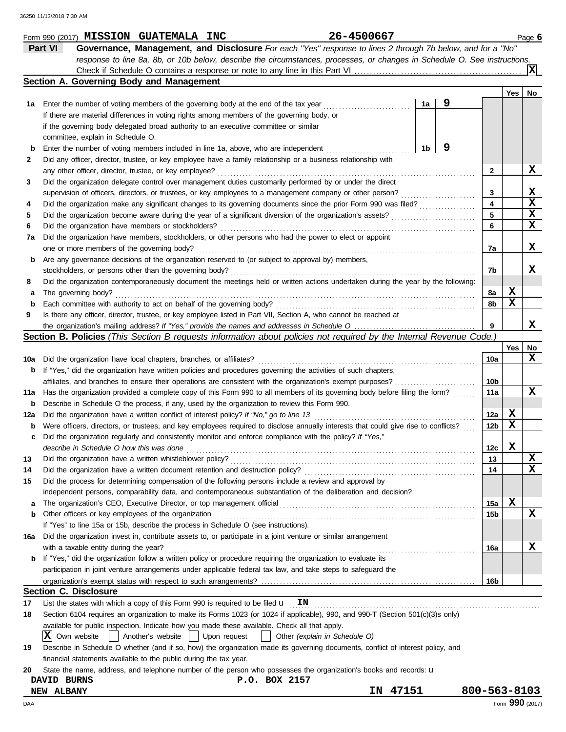Form 990 (2017) **MISSION GUATEMALA INC** 26-4500667 Page **6**

## Part VI Governance, Management, and Disclosure

*For each "Yes" response to lines 2 through 7b below, and for a "No" response to line 8a, 8b, or 10b below, describe the circumstances, processes, or changes in Schedule O. See instructions.*

Check if Schedule O contains a response or note to any line in this Part VI ..... [X]

### Section A. Governing Body and Management

| | | | | Yes | No |
|---|---|---|---|---|---|
| **1a** | Enter the number of voting members of the governing body at the end of the tax year ..... **1a** 9 | | | | |
| | If there are material differences in voting rights among members of the governing body, or if the governing body delegated broad authority to an executive committee or similar committee, explain in Schedule O. | | | | |
| **b** | Enter the number of voting members included in line 1a, above, who are independent ..... **1b** 9 | | | | |
| **2** | Did any officer, director, trustee, or key employee have a family relationship or a business relationship with any other officer, director, trustee, or key employee? | | 2 | | X |
| **3** | Did the organization delegate control over management duties customarily performed by or under the direct supervision of officers, directors, or trustees, or key employees to a management company or other person? | | 3 | | X |
| **4** | Did the organization make any significant changes to its governing documents since the prior Form 990 was filed? | | 4 | | X |
| **5** | Did the organization become aware during the year of a significant diversion of the organization's assets? | | 5 | | X |
| **6** | Did the organization have members or stockholders? | | 6 | | X |
| **7a** | Did the organization have members, stockholders, or other persons who had the power to elect or appoint one or more members of the governing body? | | 7a | | X |
| **b** | Are any governance decisions of the organization reserved to (or subject to approval by) members, stockholders, or persons other than the governing body? | | 7b | | X |
| **8** | Did the organization contemporaneously document the meetings held or written actions undertaken during the year by the following: | | | | |
| **a** | The governing body? | | 8a | X | |
| **b** | Each committee with authority to act on behalf of the governing body? | | 8b | X | |
| **9** | Is there any officer, director, trustee, or key employee listed in Part VII, Section A, who cannot be reached at the organization's mailing address? *If "Yes," provide the names and addresses in Schedule O* | | 9 | | X |

### Section B. Policies *(This Section B requests information about policies not required by the Internal Revenue Code.)*

| | | | Yes | No |
|---|---|---|---|---|
| **10a** | Did the organization have local chapters, branches, or affiliates? | 10a | | X |
| **b** | If "Yes," did the organization have written policies and procedures governing the activities of such chapters, affiliates, and branches to ensure their operations are consistent with the organization's exempt purposes? | 10b | | |
| **11a** | Has the organization provided a complete copy of this Form 990 to all members of its governing body before filing the form? | 11a | | X |
| **b** | Describe in Schedule O the process, if any, used by the organization to review this Form 990. | | | |
| **12a** | Did the organization have a written conflict of interest policy? *If "No," go to line 13* | 12a | X | |
| **b** | Were officers, directors, or trustees, and key employees required to disclose annually interests that could give rise to conflicts? | 12b | X | |
| **c** | Did the organization regularly and consistently monitor and enforce compliance with the policy? *If "Yes," describe in Schedule O how this was done* | 12c | X | |
| **13** | Did the organization have a written whistleblower policy? | 13 | | X |
| **14** | Did the organization have a written document retention and destruction policy? | 14 | | X |
| **15** | Did the process for determining compensation of the following persons include a review and approval by independent persons, comparability data, and contemporaneous substantiation of the deliberation and decision? | | | |
| **a** | The organization's CEO, Executive Director, or top management official | 15a | X | |
| **b** | Other officers or key employees of the organization | 15b | | X |
| | If "Yes" to line 15a or 15b, describe the process in Schedule O (see instructions). | | | |
| **16a** | Did the organization invest in, contribute assets to, or participate in a joint venture or similar arrangement with a taxable entity during the year? | 16a | | X |
| **b** | If "Yes," did the organization follow a written policy or procedure requiring the organization to evaluate its participation in joint venture arrangements under applicable federal tax law, and take steps to safeguard the organization's exempt status with respect to such arrangements? | 16b | | |

### Section C. Disclosure

**17** List the states with which a copy of this Form 990 is required to be filed u **IN**

**18** Section 6104 requires an organization to make its Forms 1023 (or 1024 if applicable), 990, and 990-T (Section 501(c)(3)s only) available for public inspection. Indicate how you made these available. Check all that apply.

[X] Own website [ ] Another's website [ ] Upon request [ ] Other *(explain in Schedule O)*

**19** Describe in Schedule O whether (and if so, how) the organization made its governing documents, conflict of interest policy, and financial statements available to the public during the tax year.

**20** State the name, address, and telephone number of the person who possesses the organization's books and records: u

DAVID BURNS P.O. BOX 2157
NEW ALBANY IN 47151 800-563-8103

Form **990** (2017)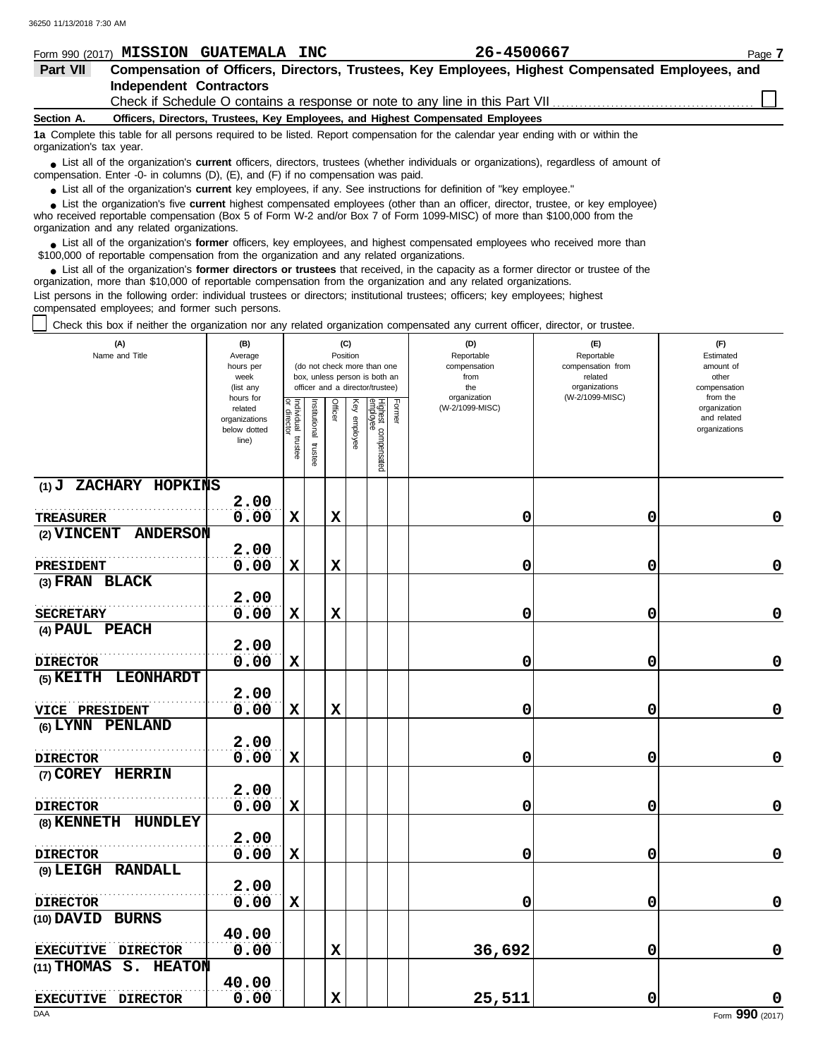Form 990 (2017) **MISSION GUATEMALA INC** **26-4500667** Page **7**

## Part VII Compensation of Officers, Directors, Trustees, Key Employees, Highest Compensated Employees, and Independent Contractors

Check if Schedule O contains a response or note to any line in this Part VII ☐

### Section A. Officers, Directors, Trustees, Key Employees, and Highest Compensated Employees

**1a** Complete this table for all persons required to be listed. Report compensation for the calendar year ending with or within the organization's tax year.

- List all of the organization's **current** officers, directors, trustees (whether individuals or organizations), regardless of amount of compensation. Enter -0- in columns (D), (E), and (F) if no compensation was paid.
- List all of the organization's **current** key employees, if any. See instructions for definition of "key employee."
- List the organization's five **current** highest compensated employees (other than an officer, director, trustee, or key employee) who received reportable compensation (Box 5 of Form W-2 and/or Box 7 of Form 1099-MISC) of more than $100,000 from the organization and any related organizations.
- List all of the organization's **former** officers, key employees, and highest compensated employees who received more than $100,000 of reportable compensation from the organization and any related organizations.
- List all of the organization's **former directors or trustees** that received, in the capacity as a former director or trustee of the organization, more than $10,000 of reportable compensation from the organization and any related organizations.

List persons in the following order: individual trustees or directors; institutional trustees; officers; key employees; highest compensated employees; and former such persons.

☐ Check this box if neither the organization nor any related organization compensated any current officer, director, or trustee.

| (A) Name and Title | (B) Average hours per week (list any hours for related organizations below dotted line) | (C) Position: Individual trustee or director | Institutional trustee | Officer | Key employee | Highest compensated employee | Former | (D) Reportable compensation from the organization (W-2/1099-MISC) | (E) Reportable compensation from related organizations (W-2/1099-MISC) | (F) Estimated amount of other compensation from the organization and related organizations |
|---|---|---|---|---|---|---|---|---|---|---|
| (1) J ZACHARY HOPKINS<br>TREASURER | 2.00<br>0.00 | X | | X | | | | 0 | 0 | 0 |
| (2) VINCENT ANDERSON<br>PRESIDENT | 2.00<br>0.00 | X | | X | | | | 0 | 0 | 0 |
| (3) FRAN BLACK<br>SECRETARY | 2.00<br>0.00 | X | | X | | | | 0 | 0 | 0 |
| (4) PAUL PEACH<br>DIRECTOR | 2.00<br>0.00 | X | | | | | | 0 | 0 | 0 |
| (5) KEITH LEONHARDT<br>VICE PRESIDENT | 2.00<br>0.00 | X | | X | | | | 0 | 0 | 0 |
| (6) LYNN PENLAND<br>DIRECTOR | 2.00<br>0.00 | X | | | | | | 0 | 0 | 0 |
| (7) COREY HERRIN<br>DIRECTOR | 2.00<br>0.00 | X | | | | | | 0 | 0 | 0 |
| (8) KENNETH HUNDLEY<br>DIRECTOR | 2.00<br>0.00 | X | | | | | | 0 | 0 | 0 |
| (9) LEIGH RANDALL<br>DIRECTOR | 2.00<br>0.00 | X | | | | | | 0 | 0 | 0 |
| (10) DAVID BURNS<br>EXECUTIVE DIRECTOR | 40.00<br>0.00 | | | X | | | | 36,692 | 0 | 0 |
| (11) THOMAS S. HEATON<br>EXECUTIVE DIRECTOR | 40.00<br>0.00 | | | X | | | | 25,511 | 0 | 0 |

Form **990** (2017)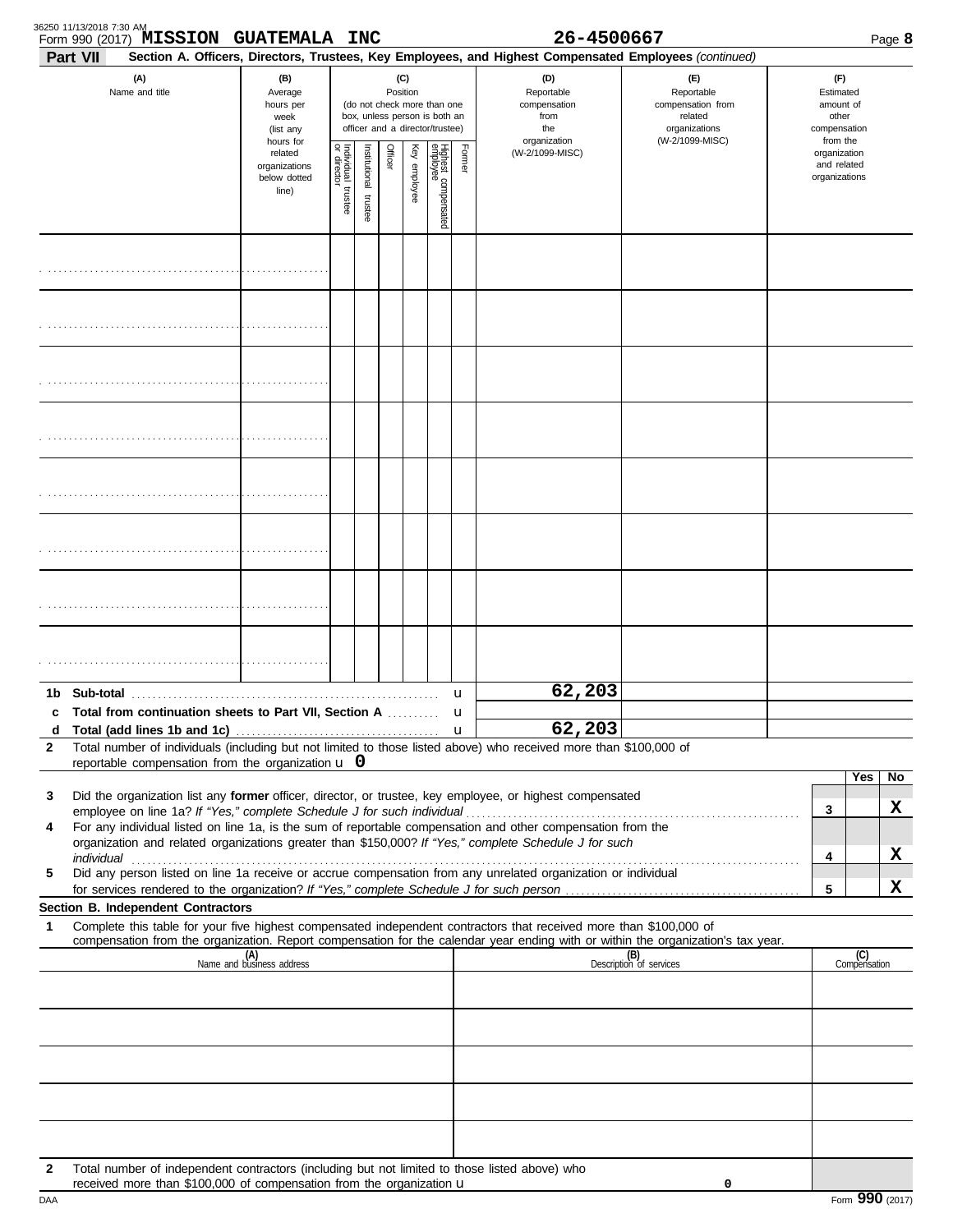36250 11/13/2018 7:30 AM

Form 990 (2017) **MISSION GUATEMALA INC** **26-4500667** Page **8**

**Part VII** **Section A. Officers, Directors, Trustees, Key Employees, and Highest Compensated Employees** *(continued)*

| (A) Name and title | (B) Average hours per week (list any hours for related organizations below dotted line) | (C) Position (do not check more than one box, unless person is both an officer and a director/trustee) | | | | | | (D) Reportable compensation from the organization (W-2/1099-MISC) | (E) Reportable compensation from related organizations (W-2/1099-MISC) | (F) Estimated amount of other compensation from the organization and related organizations |
|---|---|---|---|---|---|---|---|---|---|---|
| | | Individual trustee or director | Institutional trustee | Officer | Key employee | Highest compensated employee | Former | | | |
| | | | | | | | | | | |
| | | | | | | | | | | |
| | | | | | | | | | | |
| | | | | | | | | | | |
| | | | | | | | | | | |
| | | | | | | | | | | |
| | | | | | | | | | | |
| | | | | | | | | | | |
| **1b Sub-total** | | | | | | | u | 62,203 | | |
| **c Total from continuation sheets to Part VII, Section A** | | | | | | | u | | | |
| **d Total (add lines 1b and 1c)** | | | | | | | u | 62,203 | | |

**2** Total number of individuals (including but not limited to those listed above) who received more than $100,000 of reportable compensation from the organization u **0**

| | | | Yes | No |
|---|---|---|---|---|
| **3** | Did the organization list any **former** officer, director, or trustee, key employee, or highest compensated employee on line 1a? *If "Yes," complete Schedule J for such individual* | **3** | | **X** |
| **4** | For any individual listed on line 1a, is the sum of reportable compensation and other compensation from the organization and related organizations greater than $150,000? *If "Yes," complete Schedule J for such individual* | **4** | | **X** |
| **5** | Did any person listed on line 1a receive or accrue compensation from any unrelated organization or individual for services rendered to the organization? *If "Yes," complete Schedule J for such person* | **5** | | **X** |

**Section B. Independent Contractors**

**1** Complete this table for your five highest compensated independent contractors that received more than $100,000 of compensation from the organization. Report compensation for the calendar year ending with or within the organization's tax year.

| (A) Name and business address | (B) Description of services | (C) Compensation |
|---|---|---|
| | | |
| | | |
| | | |
| | | |
| | | |

**2** Total number of independent contractors (including but not limited to those listed above) who received more than $100,000 of compensation from the organization u **0**

DAA Form **990** (2017)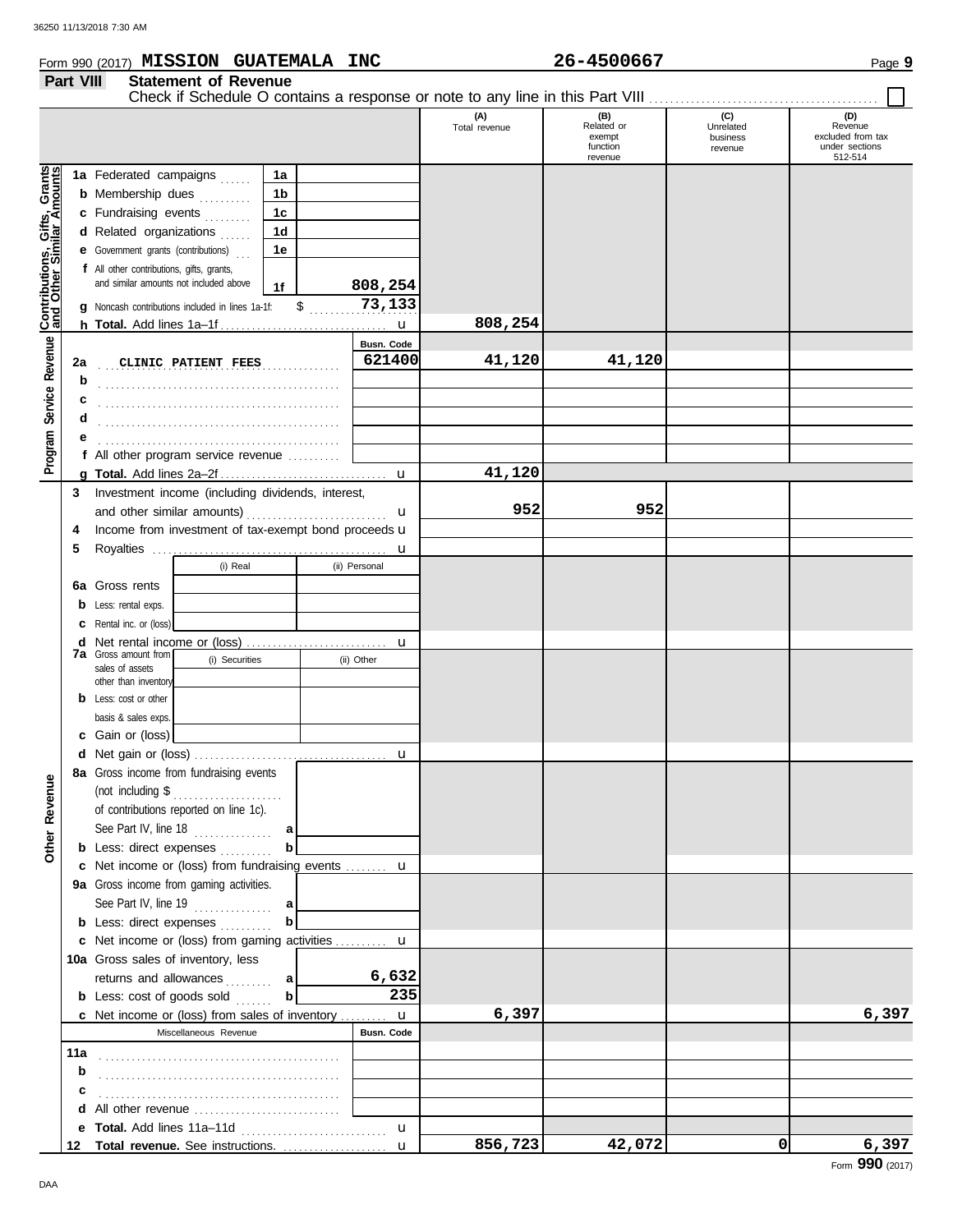Form 990 (2017) **MISSION GUATEMALA INC** **26-4500667**

## Part VIII Statement of Revenue

Check if Schedule O contains a response or note to any line in this Part VIII . . . . . . . . . . . . ☐

| | | | | (A) Total revenue | (B) Related or exempt function revenue | (C) Unrelated business revenue | (D) Revenue excluded from tax under sections 512-514 |
|---|---|---|---|---|---|---|---|
| **Contributions, Gifts, Grants and Other Similar Amounts** | 1a Federated campaigns | 1a | | | | | |
| | b Membership dues | 1b | | | | | |
| | c Fundraising events | 1c | | | | | |
| | d Related organizations | 1d | | | | | |
| | e Government grants (contributions) | 1e | | | | | |
| | f All other contributions, gifts, grants, and similar amounts not included above | 1f | 808,254 | | | | |
| | g Noncash contributions included in lines 1a-1f: | $ | 73,133 | | | | |
| | h **Total.** Add lines 1a–1f | u | | 808,254 | | | |
| **Program Service Revenue** | | | Busn. Code | | | | |
| | 2a CLINIC PATIENT FEES | | 621400 | 41,120 | 41,120 | | |
| | b | | | | | | |
| | c | | | | | | |
| | d | | | | | | |
| | e | | | | | | |
| | f All other program service revenue | | | | | | |
| | g **Total.** Add lines 2a–2f | u | | 41,120 | | | |
| | 3 Investment income (including dividends, interest, and other similar amounts) | u | | 952 | 952 | | |
| | 4 Income from investment of tax-exempt bond proceeds | u | | | | | |
| | 5 Royalties | u | | | | | |
| | | (i) Real | (ii) Personal | | | | |
| | 6a Gross rents | | | | | | |
| | b Less: rental exps. | | | | | | |
| | c Rental inc. or (loss) | | | | | | |
| | d Net rental income or (loss) | u | | | | | |
| | 7a Gross amount from sales of assets other than inventory | (i) Securities | (ii) Other | | | | |
| | b Less: cost or other basis & sales exps. | | | | | | |
| | c Gain or (loss) | | | | | | |
| | d Net gain or (loss) | u | | | | | |
| **Other Revenue** | 8a Gross income from fundraising events (not including $ ........ of contributions reported on line 1c). See Part IV, line 18 | a | | | | | |
| | b Less: direct expenses | b | | | | | |
| | c Net income or (loss) from fundraising events | u | | | | | |
| | 9a Gross income from gaming activities. See Part IV, line 19 | a | | | | | |
| | b Less: direct expenses | b | | | | | |
| | c Net income or (loss) from gaming activities | u | | | | | |
| | 10a Gross sales of inventory, less returns and allowances | a | 6,632 | | | | |
| | b Less: cost of goods sold | b | 235 | | | | |
| | c Net income or (loss) from sales of inventory | u | | 6,397 | | | 6,397 |
| | Miscellaneous Revenue | | Busn. Code | | | | |
| | 11a | | | | | | |
| | b | | | | | | |
| | c | | | | | | |
| | d All other revenue | | | | | | |
| | e **Total.** Add lines 11a–11d | u | | | | | |
| | 12 **Total revenue.** See instructions. | u | | 856,723 | 42,072 | 0 | 6,397 |

Form **990** (2017)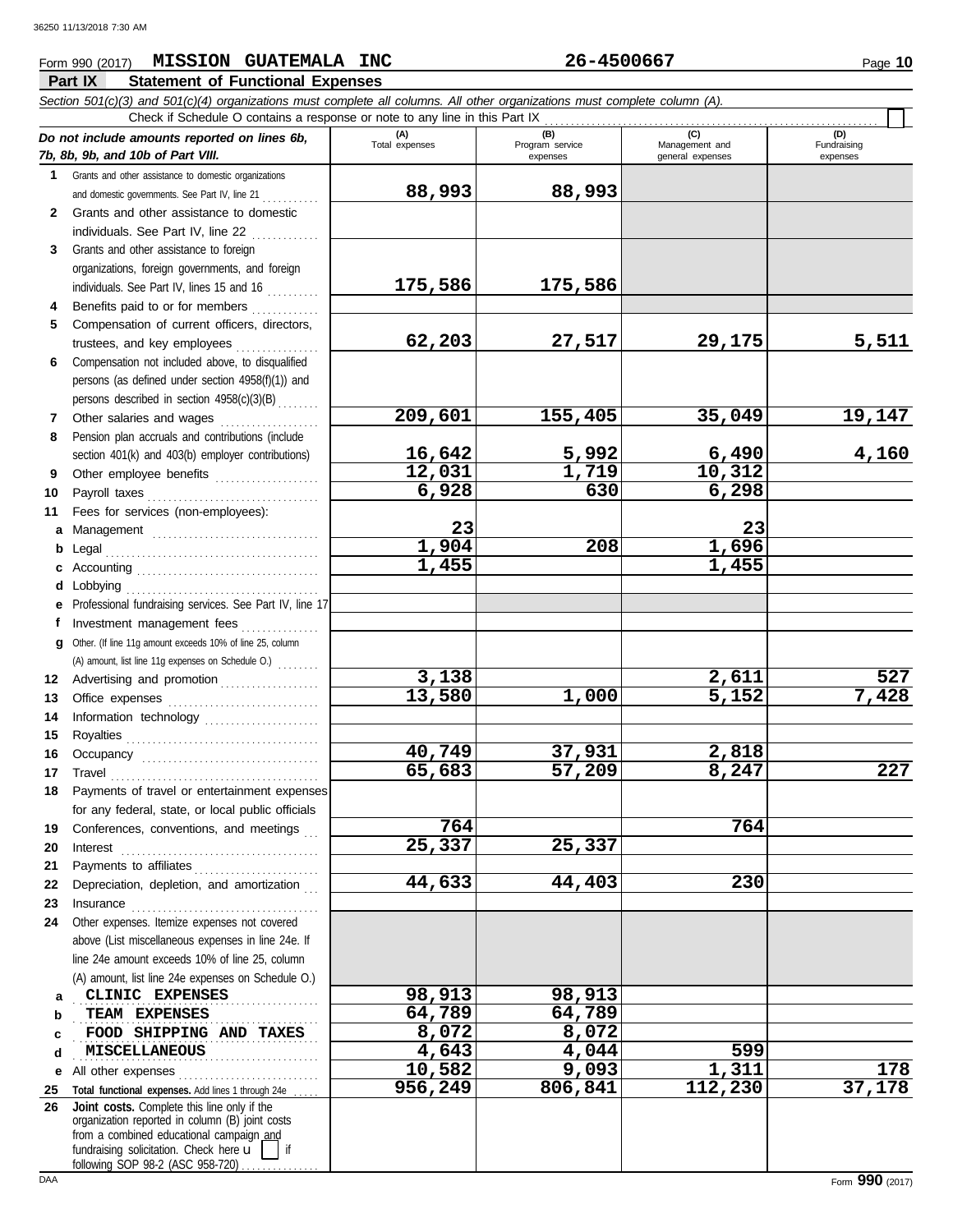Form 990 (2017) **MISSION GUATEMALA INC** **26-4500667**

## Part IX Statement of Functional Expenses

*Section 501(c)(3) and 501(c)(4) organizations must complete all columns. All other organizations must complete column (A).*

Check if Schedule O contains a response or note to any line in this Part IX ☐

| *Do not include amounts reported on lines 6b, 7b, 8b, 9b, and 10b of Part VIII.* | (A) Total expenses | (B) Program service expenses | (C) Management and general expenses | (D) Fundraising expenses |
|---|---|---|---|---|
| 1 Grants and other assistance to domestic organizations and domestic governments. See Part IV, line 21 | 88,993 | 88,993 | | |
| 2 Grants and other assistance to domestic individuals. See Part IV, line 22 | | | | |
| 3 Grants and other assistance to foreign organizations, foreign governments, and foreign individuals. See Part IV, lines 15 and 16 | 175,586 | 175,586 | | |
| 4 Benefits paid to or for members | | | | |
| 5 Compensation of current officers, directors, trustees, and key employees | 62,203 | 27,517 | 29,175 | 5,511 |
| 6 Compensation not included above, to disqualified persons (as defined under section 4958(f)(1)) and persons described in section 4958(c)(3)(B) | | | | |
| 7 Other salaries and wages | 209,601 | 155,405 | 35,049 | 19,147 |
| 8 Pension plan accruals and contributions (include section 401(k) and 403(b) employer contributions) | 16,642 | 5,992 | 6,490 | 4,160 |
| 9 Other employee benefits | 12,031 | 1,719 | 10,312 | |
| 10 Payroll taxes | 6,928 | 630 | 6,298 | |
| 11 Fees for services (non-employees): | | | | |
| a Management | 23 | | 23 | |
| b Legal | 1,904 | 208 | 1,696 | |
| c Accounting | 1,455 | | 1,455 | |
| d Lobbying | | | | |
| e Professional fundraising services. See Part IV, line 17 | | | | |
| f Investment management fees | | | | |
| g Other. (If line 11g amount exceeds 10% of line 25, column (A) amount, list line 11g expenses on Schedule O.) | | | | |
| 12 Advertising and promotion | 3,138 | | 2,611 | 527 |
| 13 Office expenses | 13,580 | 1,000 | 5,152 | 7,428 |
| 14 Information technology | | | | |
| 15 Royalties | | | | |
| 16 Occupancy | 40,749 | 37,931 | 2,818 | |
| 17 Travel | 65,683 | 57,209 | 8,247 | 227 |
| 18 Payments of travel or entertainment expenses for any federal, state, or local public officials | | | | |
| 19 Conferences, conventions, and meetings | 764 | | 764 | |
| 20 Interest | 25,337 | 25,337 | | |
| 21 Payments to affiliates | | | | |
| 22 Depreciation, depletion, and amortization | 44,633 | 44,403 | 230 | |
| 23 Insurance | | | | |
| 24 Other expenses. Itemize expenses not covered above (List miscellaneous expenses in line 24e. If line 24e amount exceeds 10% of line 25, column (A) amount, list line 24e expenses on Schedule O.) | | | | |
| a CLINIC EXPENSES | 98,913 | 98,913 | | |
| b TEAM EXPENSES | 64,789 | 64,789 | | |
| c FOOD SHIPPING AND TAXES | 8,072 | 8,072 | | |
| d MISCELLANEOUS | 4,643 | 4,044 | 599 | |
| e All other expenses | 10,582 | 9,093 | 1,311 | 178 |
| 25 **Total functional expenses.** Add lines 1 through 24e | 956,249 | 806,841 | 112,230 | 37,178 |
| 26 **Joint costs.** Complete this line only if the organization reported in column (B) joint costs from a combined educational campaign and fundraising solicitation. Check here ☐ if following SOP 98-2 (ASC 958-720) | | | | |

Form **990** (2017)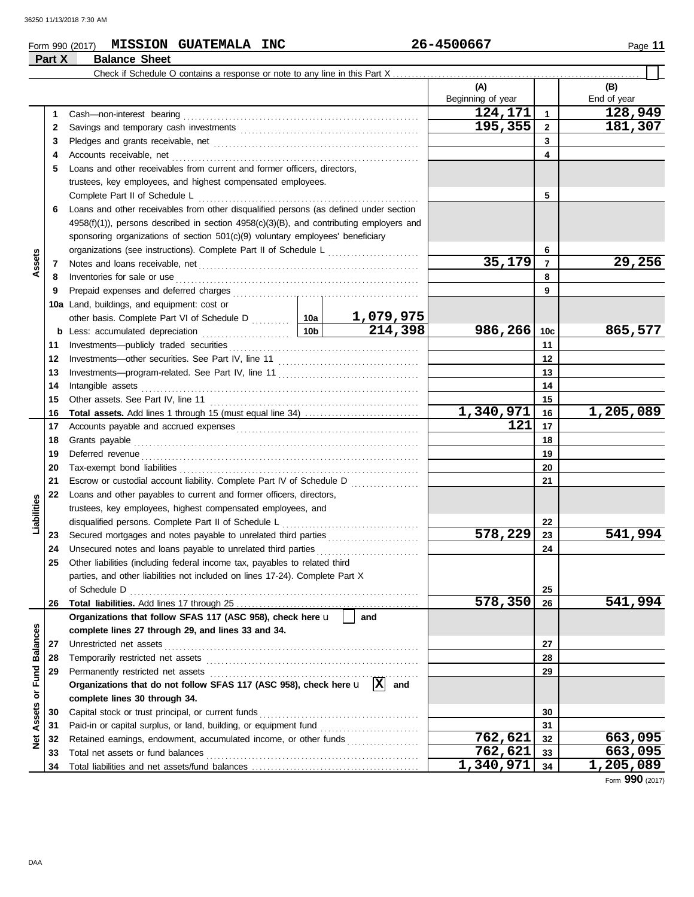Form 990 (2017) **MISSION GUATEMALA INC** **26-4500667**

## Part X Balance Sheet

Check if Schedule O contains a response or note to any line in this Part X ☐

| Section | Line | Description | | | (A) Beginning of year | | (B) End of year |
|---|---|---|---|---|---|---|---|
| Assets | 1 | Cash—non-interest bearing | | | 124,171 | 1 | 128,949 |
| | 2 | Savings and temporary cash investments | | | 195,355 | 2 | 181,307 |
| | 3 | Pledges and grants receivable, net | | | | 3 | |
| | 4 | Accounts receivable, net | | | | 4 | |
| | 5 | Loans and other receivables from current and former officers, directors, trustees, key employees, and highest compensated employees. Complete Part II of Schedule L | | | | 5 | |
| | 6 | Loans and other receivables from other disqualified persons (as defined under section 4958(f)(1)), persons described in section 4958(c)(3)(B), and contributing employers and sponsoring organizations of section 501(c)(9) voluntary employees' beneficiary organizations (see instructions). Complete Part II of Schedule L | | | | 6 | |
| | 7 | Notes and loans receivable, net | | | 35,179 | 7 | 29,256 |
| | 8 | Inventories for sale or use | | | | 8 | |
| | 9 | Prepaid expenses and deferred charges | | | | 9 | |
| | 10a | Land, buildings, and equipment: cost or other basis. Complete Part VI of Schedule D | 10a | 1,079,975 | | | |
| | b | Less: accumulated depreciation | 10b | 214,398 | 986,266 | 10c | 865,577 |
| | 11 | Investments—publicly traded securities | | | | 11 | |
| | 12 | Investments—other securities. See Part IV, line 11 | | | | 12 | |
| | 13 | Investments—program-related. See Part IV, line 11 | | | | 13 | |
| | 14 | Intangible assets | | | | 14 | |
| | 15 | Other assets. See Part IV, line 11 | | | | 15 | |
| | 16 | **Total assets.** Add lines 1 through 15 (must equal line 34) | | | 1,340,971 | 16 | 1,205,089 |
| Liabilities | 17 | Accounts payable and accrued expenses | | | 121 | 17 | |
| | 18 | Grants payable | | | | 18 | |
| | 19 | Deferred revenue | | | | 19 | |
| | 20 | Tax-exempt bond liabilities | | | | 20 | |
| | 21 | Escrow or custodial account liability. Complete Part IV of Schedule D | | | | 21 | |
| | 22 | Loans and other payables to current and former officers, directors, trustees, key employees, highest compensated employees, and disqualified persons. Complete Part II of Schedule L | | | | 22 | |
| | 23 | Secured mortgages and notes payable to unrelated third parties | | | 578,229 | 23 | 541,994 |
| | 24 | Unsecured notes and loans payable to unrelated third parties | | | | 24 | |
| | 25 | Other liabilities (including federal income tax, payables to related third parties, and other liabilities not included on lines 17-24). Complete Part X of Schedule D | | | | 25 | |
| | 26 | **Total liabilities.** Add lines 17 through 25 | | | 578,350 | 26 | 541,994 |
| Net Assets or Fund Balances | | **Organizations that follow SFAS 117 (ASC 958), check here** ☐ **and complete lines 27 through 29, and lines 33 and 34.** | | | | | |
| | 27 | Unrestricted net assets | | | | 27 | |
| | 28 | Temporarily restricted net assets | | | | 28 | |
| | 29 | Permanently restricted net assets | | | | 29 | |
| | | **Organizations that do not follow SFAS 117 (ASC 958), check here** ☒ **and complete lines 30 through 34.** | | | | | |
| | 30 | Capital stock or trust principal, or current funds | | | | 30 | |
| | 31 | Paid-in or capital surplus, or land, building, or equipment fund | | | | 31 | |
| | 32 | Retained earnings, endowment, accumulated income, or other funds | | | 762,621 | 32 | 663,095 |
| | 33 | Total net assets or fund balances | | | 762,621 | 33 | 663,095 |
| | 34 | Total liabilities and net assets/fund balances | | | 1,340,971 | 34 | 1,205,089 |

Form **990** (2017)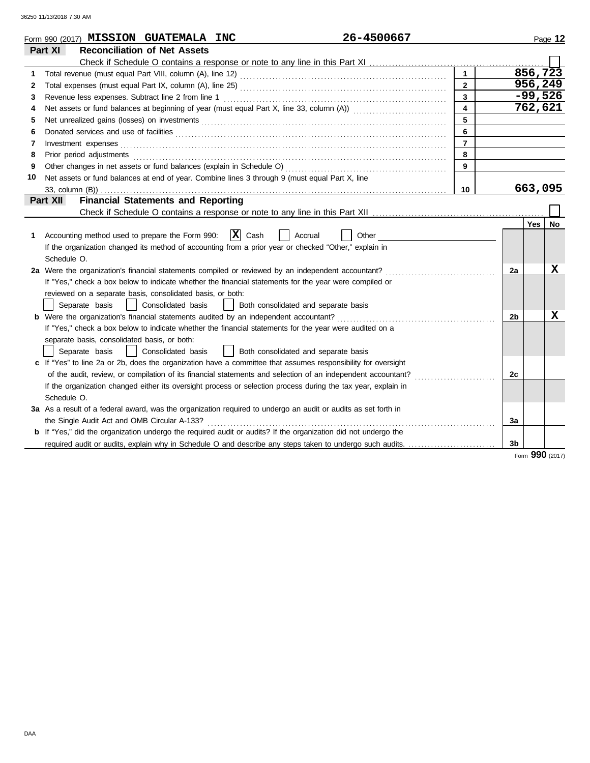Form 990 (2017) **MISSION GUATEMALA INC** **26-4500667**

## Part XI Reconciliation of Net Assets

Check if Schedule O contains a response or note to any line in this Part XI ☐

| | | | |
|---|---|---|---|
| **1** | Total revenue (must equal Part VIII, column (A), line 12) | 1 | 856,723 |
| **2** | Total expenses (must equal Part IX, column (A), line 25) | 2 | 956,249 |
| **3** | Revenue less expenses. Subtract line 2 from line 1 | 3 | -99,526 |
| **4** | Net assets or fund balances at beginning of year (must equal Part X, line 33, column (A)) | 4 | 762,621 |
| **5** | Net unrealized gains (losses) on investments | 5 | |
| **6** | Donated services and use of facilities | 6 | |
| **7** | Investment expenses | 7 | |
| **8** | Prior period adjustments | 8 | |
| **9** | Other changes in net assets or fund balances (explain in Schedule O) | 9 | |
| **10** | Net assets or fund balances at end of year. Combine lines 3 through 9 (must equal Part X, line 33, column (B)) | 10 | 663,095 |

## Part XII Financial Statements and Reporting

Check if Schedule O contains a response or note to any line in this Part XII ☐

| | | | Yes | No |
|---|---|---|---|---|
| **1** | Accounting method used to prepare the Form 990: ☒ Cash ☐ Accrual ☐ Other<br>If the organization changed its method of accounting from a prior year or checked "Other," explain in Schedule O. | | | |
| **2a** | Were the organization's financial statements compiled or reviewed by an independent accountant?<br>If "Yes," check a box below to indicate whether the financial statements for the year were compiled or reviewed on a separate basis, consolidated basis, or both:<br>☐ Separate basis ☐ Consolidated basis ☐ Both consolidated and separate basis | 2a | | X |
| **b** | Were the organization's financial statements audited by an independent accountant?<br>If "Yes," check a box below to indicate whether the financial statements for the year were audited on a separate basis, consolidated basis, or both:<br>☐ Separate basis ☐ Consolidated basis ☐ Both consolidated and separate basis | 2b | | X |
| **c** | If "Yes" to line 2a or 2b, does the organization have a committee that assumes responsibility for oversight of the audit, review, or compilation of its financial statements and selection of an independent accountant?<br>If the organization changed either its oversight process or selection process during the tax year, explain in Schedule O. | 2c | | |
| **3a** | As a result of a federal award, was the organization required to undergo an audit or audits as set forth in the Single Audit Act and OMB Circular A-133? | 3a | | |
| **b** | If "Yes," did the organization undergo the required audit or audits? If the organization did not undergo the required audit or audits, explain why in Schedule O and describe any steps taken to undergo such audits. | 3b | | |

Form **990** (2017)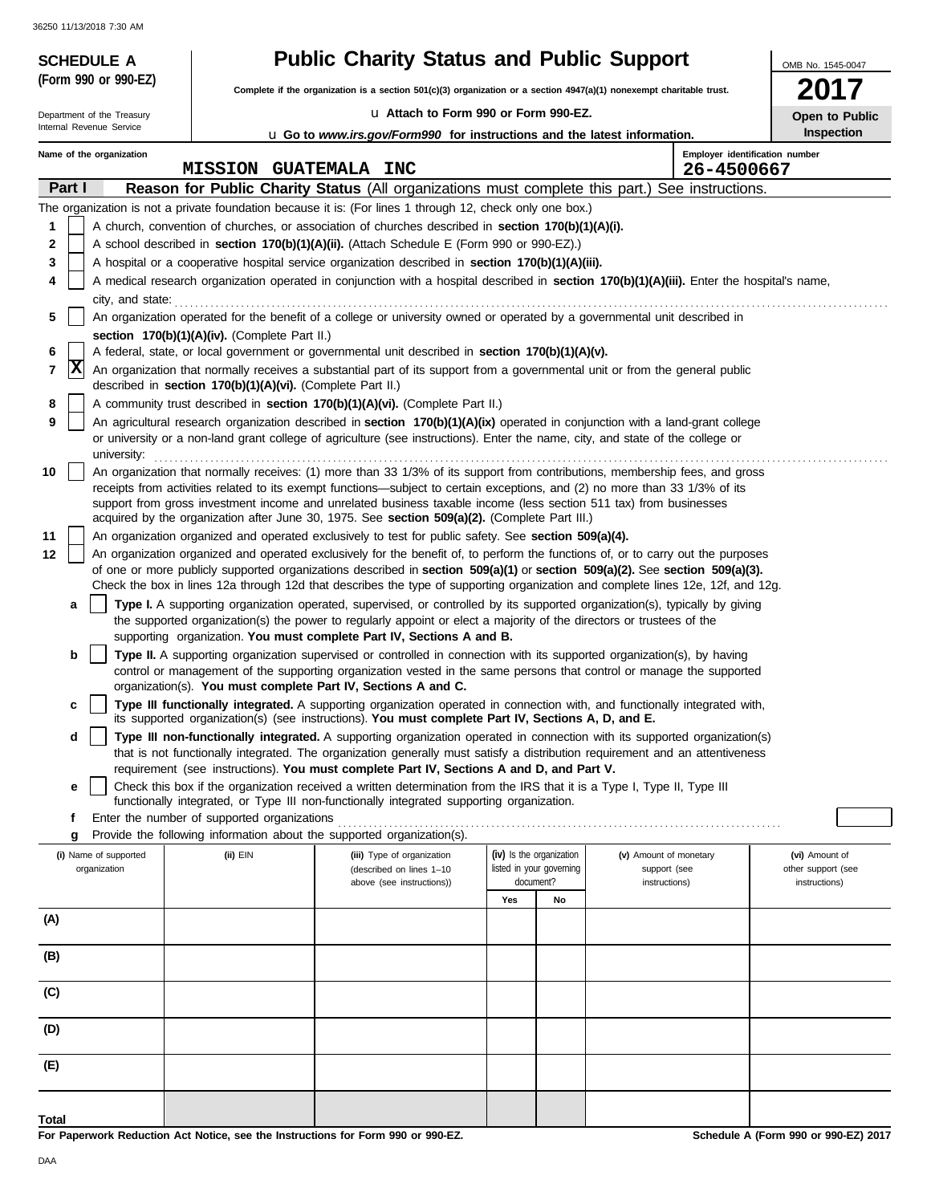**SCHEDULE A (Form 990 or 990-EZ)**

Department of the Treasury
Internal Revenue Service

# Public Charity Status and Public Support

**Complete if the organization is a section 501(c)(3) organization or a section 4947(a)(1) nonexempt charitable trust.**

u Attach to Form 990 or Form 990-EZ.

u Go to *www.irs.gov/Form990* for instructions and the latest information.

OMB No. 1545-0047

**2017**

**Open to Public Inspection**

Name of the organization: MISSION GUATEMALA INC

Employer identification number: 26-4500667

## Part I — Reason for Public Charity Status (All organizations must complete this part.) See instructions.

The organization is not a private foundation because it is: (For lines 1 through 12, check only one box.)

1. [ ] A church, convention of churches, or association of churches described in **section 170(b)(1)(A)(i).**
2. [ ] A school described in **section 170(b)(1)(A)(ii).** (Attach Schedule E (Form 990 or 990-EZ).)
3. [ ] A hospital or a cooperative hospital service organization described in **section 170(b)(1)(A)(iii).**
4. [ ] A medical research organization operated in conjunction with a hospital described in **section 170(b)(1)(A)(iii).** Enter the hospital's name, city, and state:
5. [ ] An organization operated for the benefit of a college or university owned or operated by a governmental unit described in **section 170(b)(1)(A)(iv).** (Complete Part II.)
6. [ ] A federal, state, or local government or governmental unit described in **section 170(b)(1)(A)(v).**
7. [X] An organization that normally receives a substantial part of its support from a governmental unit or from the general public described in **section 170(b)(1)(A)(vi).** (Complete Part II.)
8. [ ] A community trust described in **section 170(b)(1)(A)(vi).** (Complete Part II.)
9. [ ] An agricultural research organization described in **section 170(b)(1)(A)(ix)** operated in conjunction with a land-grant college or university or a non-land grant college of agriculture (see instructions). Enter the name, city, and state of the college or university:
10. [ ] An organization that normally receives: (1) more than 33 1/3% of its support from contributions, membership fees, and gross receipts from activities related to its exempt functions—subject to certain exceptions, and (2) no more than 33 1/3% of its support from gross investment income and unrelated business taxable income (less section 511 tax) from businesses acquired by the organization after June 30, 1975. See **section 509(a)(2).** (Complete Part III.)
11. [ ] An organization organized and operated exclusively to test for public safety. See **section 509(a)(4).**
12. [ ] An organization organized and operated exclusively for the benefit of, to perform the functions of, or to carry out the purposes of one or more publicly supported organizations described in **section 509(a)(1)** or **section 509(a)(2).** See **section 509(a)(3).** Check the box in lines 12a through 12d that describes the type of supporting organization and complete lines 12e, 12f, and 12g.

   a. [ ] **Type I.** A supporting organization operated, supervised, or controlled by its supported organization(s), typically by giving the supported organization(s) the power to regularly appoint or elect a majority of the directors or trustees of the supporting organization. **You must complete Part IV, Sections A and B.**

   b. [ ] **Type II.** A supporting organization supervised or controlled in connection with its supported organization(s), by having control or management of the supporting organization vested in the same persons that control or manage the supported organization(s). **You must complete Part IV, Sections A and C.**

   c. [ ] **Type III functionally integrated.** A supporting organization operated in connection with, and functionally integrated with, its supported organization(s) (see instructions). **You must complete Part IV, Sections A, D, and E.**

   d. [ ] **Type III non-functionally integrated.** A supporting organization operated in connection with its supported organization(s) that is not functionally integrated. The organization generally must satisfy a distribution requirement and an attentiveness requirement (see instructions). **You must complete Part IV, Sections A and D, and Part V.**

   e. [ ] Check this box if the organization received a written determination from the IRS that it is a Type I, Type II, Type III functionally integrated, or Type III non-functionally integrated supporting organization.

   f. Enter the number of supported organizations

   g. Provide the following information about the supported organization(s).

| (i) Name of supported organization | (ii) EIN | (iii) Type of organization (described on lines 1–10 above (see instructions)) | (iv) Is the organization listed in your governing document? | | (v) Amount of monetary support (see instructions) | (vi) Amount of other support (see instructions) |
|---|---|---|---|---|---|---|
| | | | Yes | No | | |
| (A) | | | | | | |
| (B) | | | | | | |
| (C) | | | | | | |
| (D) | | | | | | |
| (E) | | | | | | |
| Total | | | | | | |

**For Paperwork Reduction Act Notice, see the Instructions for Form 990 or 990-EZ.**

**Schedule A (Form 990 or 990-EZ) 2017**

DAA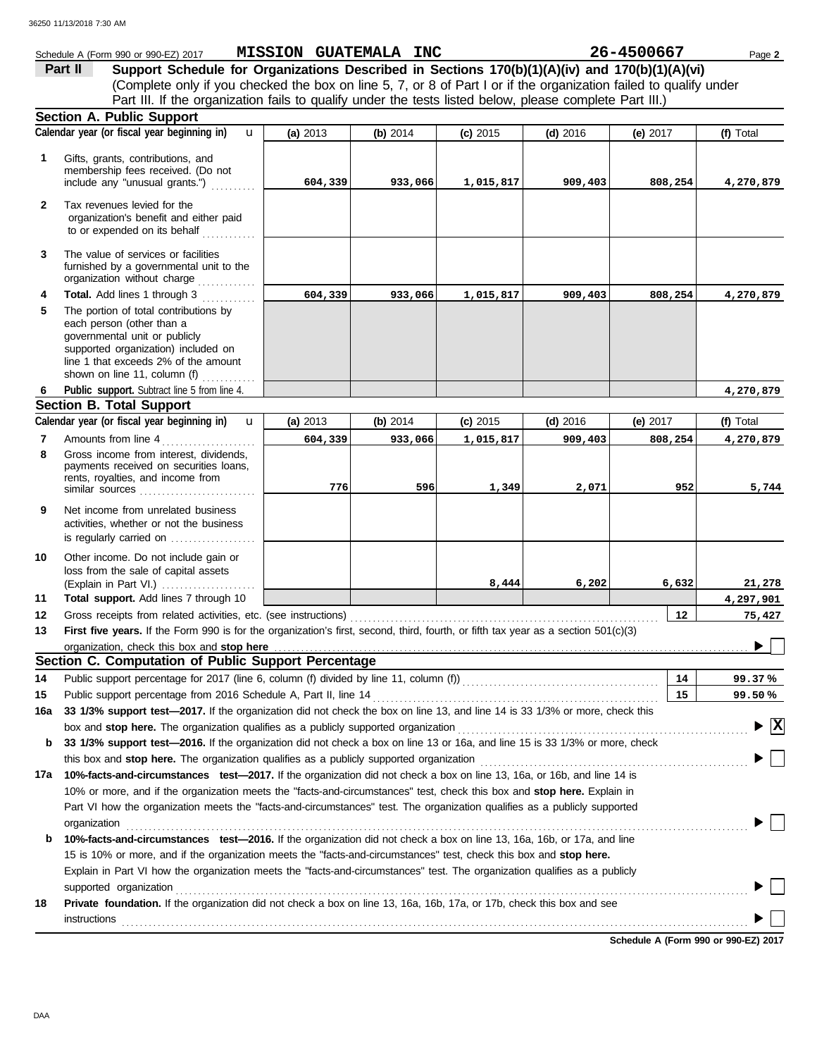Schedule A (Form 990 or 990-EZ) 2017 **MISSION GUATEMALA INC** **26-4500667** Page **2**

**Part II** **Support Schedule for Organizations Described in Sections 170(b)(1)(A)(iv) and 170(b)(1)(A)(vi)**
(Complete only if you checked the box on line 5, 7, or 8 of Part I or if the organization failed to qualify under Part III. If the organization fails to qualify under the tests listed below, please complete Part III.)

## Section A. Public Support

| Calendar year (or fiscal year beginning in) | (a) 2013 | (b) 2014 | (c) 2015 | (d) 2016 | (e) 2017 | (f) Total |
|---|---|---|---|---|---|---|
| **1** Gifts, grants, contributions, and membership fees received. (Do not include any "unusual grants.") | 604,339 | 933,066 | 1,015,817 | 909,403 | 808,254 | 4,270,879 |
| **2** Tax revenues levied for the organization's benefit and either paid to or expended on its behalf | | | | | | |
| **3** The value of services or facilities furnished by a governmental unit to the organization without charge | | | | | | |
| **4** **Total.** Add lines 1 through 3 | 604,339 | 933,066 | 1,015,817 | 909,403 | 808,254 | 4,270,879 |
| **5** The portion of total contributions by each person (other than a governmental unit or publicly supported organization) included on line 1 that exceeds 2% of the amount shown on line 11, column (f) | | | | | | |
| **6** **Public support.** Subtract line 5 from line 4. | | | | | | 4,270,879 |

## Section B. Total Support

| Calendar year (or fiscal year beginning in) | (a) 2013 | (b) 2014 | (c) 2015 | (d) 2016 | (e) 2017 | (f) Total |
|---|---|---|---|---|---|---|
| **7** Amounts from line 4 | 604,339 | 933,066 | 1,015,817 | 909,403 | 808,254 | 4,270,879 |
| **8** Gross income from interest, dividends, payments received on securities loans, rents, royalties, and income from similar sources | 776 | 596 | 1,349 | 2,071 | 952 | 5,744 |
| **9** Net income from unrelated business activities, whether or not the business is regularly carried on | | | | | | |
| **10** Other income. Do not include gain or loss from the sale of capital assets (Explain in Part VI.) | | | 8,444 | 6,202 | 6,632 | 21,278 |
| **11** **Total support.** Add lines 7 through 10 | | | | | | 4,297,901 |

**12** Gross receipts from related activities, etc. (see instructions) — **12** — 75,427

**13** **First five years.** If the Form 990 is for the organization's first, second, third, fourth, or fifth tax year as a section 501(c)(3) organization, check this box and **stop here** ☐

## Section C. Computation of Public Support Percentage

**14** Public support percentage for 2017 (line 6, column (f) divided by line 11, column (f)) — **14** — 99.37 %

**15** Public support percentage from 2016 Schedule A, Part II, line 14 — **15** — 99.50 %

**16a** **33 1/3% support test—2017.** If the organization did not check the box on line 13, and line 14 is 33 1/3% or more, check this box and **stop here.** The organization qualifies as a publicly supported organization ☒

**b** **33 1/3% support test—2016.** If the organization did not check a box on line 13 or 16a, and line 15 is 33 1/3% or more, check this box and **stop here.** The organization qualifies as a publicly supported organization ☐

**17a** **10%-facts-and-circumstances test—2017.** If the organization did not check a box on line 13, 16a, or 16b, and line 14 is 10% or more, and if the organization meets the "facts-and-circumstances" test, check this box and **stop here.** Explain in Part VI how the organization meets the "facts-and-circumstances" test. The organization qualifies as a publicly supported organization ☐

**b** **10%-facts-and-circumstances test—2016.** If the organization did not check a box on line 13, 16a, 16b, or 17a, and line 15 is 10% or more, and if the organization meets the "facts-and-circumstances" test, check this box and **stop here.** Explain in Part VI how the organization meets the "facts-and-circumstances" test. The organization qualifies as a publicly supported organization ☐

**18** **Private foundation.** If the organization did not check a box on line 13, 16a, 16b, 17a, or 17b, check this box and see instructions ☐

**Schedule A (Form 990 or 990-EZ) 2017**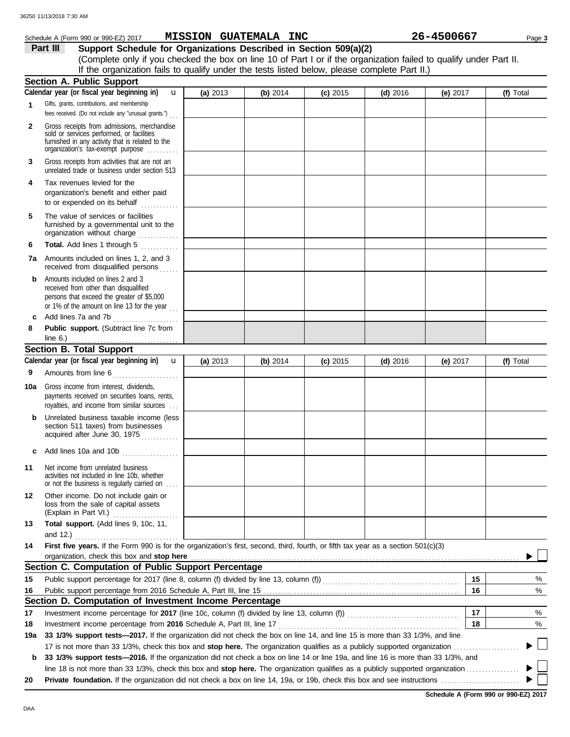Schedule A (Form 990 or 990-EZ) 2017 **MISSION GUATEMALA INC** **26-4500667**

## Part III Support Schedule for Organizations Described in Section 509(a)(2)

(Complete only if you checked the box on line 10 of Part I or if the organization failed to qualify under Part II. If the organization fails to qualify under the tests listed below, please complete Part II.)

### Section A. Public Support

| Calendar year (or fiscal year beginning in) | (a) 2013 | (b) 2014 | (c) 2015 | (d) 2016 | (e) 2017 | (f) Total |
|---|---|---|---|---|---|---|
| **1** Gifts, grants, contributions, and membership fees received. (Do not include any "unusual grants.") | | | | | | |
| **2** Gross receipts from admissions, merchandise sold or services performed, or facilities furnished in any activity that is related to the organization's tax-exempt purpose | | | | | | |
| **3** Gross receipts from activities that are not an unrelated trade or business under section 513 | | | | | | |
| **4** Tax revenues levied for the organization's benefit and either paid to or expended on its behalf | | | | | | |
| **5** The value of services or facilities furnished by a governmental unit to the organization without charge | | | | | | |
| **6** **Total.** Add lines 1 through 5 | | | | | | |
| **7a** Amounts included on lines 1, 2, and 3 received from disqualified persons | | | | | | |
| **b** Amounts included on lines 2 and 3 received from other than disqualified persons that exceed the greater of $5,000 or 1% of the amount on line 13 for the year | | | | | | |
| **c** Add lines 7a and 7b | | | | | | |
| **8** **Public support.** (Subtract line 7c from line 6.) | | | | | | |

### Section B. Total Support

| Calendar year (or fiscal year beginning in) | (a) 2013 | (b) 2014 | (c) 2015 | (d) 2016 | (e) 2017 | (f) Total |
|---|---|---|---|---|---|---|
| **9** Amounts from line 6 | | | | | | |
| **10a** Gross income from interest, dividends, payments received on securities loans, rents, royalties, and income from similar sources | | | | | | |
| **b** Unrelated business taxable income (less section 511 taxes) from businesses acquired after June 30, 1975 | | | | | | |
| **c** Add lines 10a and 10b | | | | | | |
| **11** Net income from unrelated business activities not included in line 10b, whether or not the business is regularly carried on | | | | | | |
| **12** Other income. Do not include gain or loss from the sale of capital assets (Explain in Part VI.) | | | | | | |
| **13** **Total support.** (Add lines 9, 10c, 11, and 12.) | | | | | | |

**14** **First five years.** If the Form 990 is for the organization's first, second, third, fourth, or fifth tax year as a section 501(c)(3) organization, check this box and **stop here** ▶ ☐

### Section C. Computation of Public Support Percentage

| | | | |
|---|---|---|---|
| **15** | Public support percentage for 2017 (line 8, column (f) divided by line 13, column (f)) | 15 | % |
| **16** | Public support percentage from 2016 Schedule A, Part III, line 15 | 16 | % |

### Section D. Computation of Investment Income Percentage

| | | | |
|---|---|---|---|
| **17** | Investment income percentage for **2017** (line 10c, column (f) divided by line 13, column (f)) | 17 | % |
| **18** | Investment income percentage from **2016** Schedule A, Part III, line 17 | 18 | % |

**19a** **33 1/3% support tests—2017.** If the organization did not check the box on line 14, and line 15 is more than 33 1/3%, and line 17 is not more than 33 1/3%, check this box and **stop here.** The organization qualifies as a publicly supported organization ▶ ☐

**b** **33 1/3% support tests—2016.** If the organization did not check a box on line 14 or line 19a, and line 16 is more than 33 1/3%, and line 18 is not more than 33 1/3%, check this box and **stop here.** The organization qualifies as a publicly supported organization ▶ ☐

**20** **Private foundation.** If the organization did not check a box on line 14, 19a, or 19b, check this box and see instructions ▶ ☐

**Schedule A (Form 990 or 990-EZ) 2017**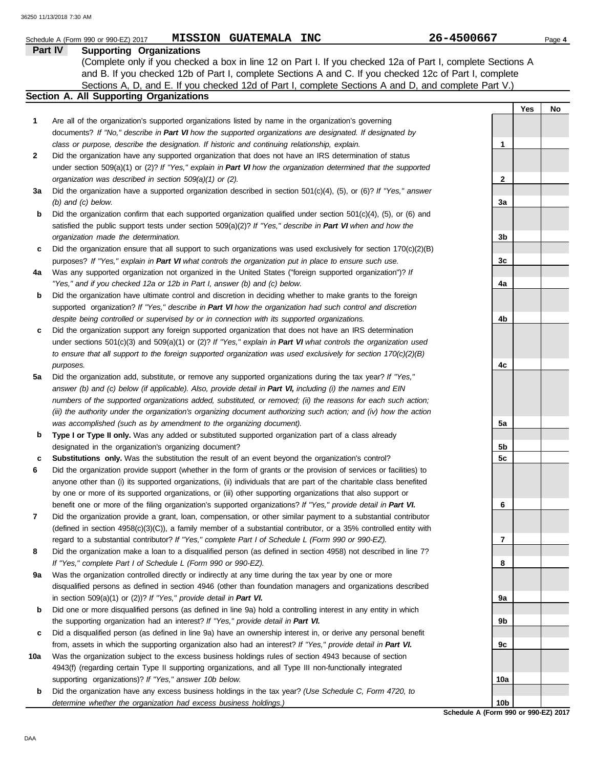Schedule A (Form 990 or 990-EZ) 2017 **MISSION GUATEMALA INC** **26-4500667**

## Part IV Supporting Organizations

(Complete only if you checked a box in line 12 on Part I. If you checked 12a of Part I, complete Sections A and B. If you checked 12b of Part I, complete Sections A and C. If you checked 12c of Part I, complete Sections A, D, and E. If you checked 12d of Part I, complete Sections A and D, and complete Part V.)

### Section A. All Supporting Organizations

| | | Line | Yes | No |
|---|---|---|---|---|
| **1** | Are all of the organization's supported organizations listed by name in the organization's governing documents? *If "No," describe in **Part VI** how the supported organizations are designated. If designated by class or purpose, describe the designation. If historic and continuing relationship, explain.* | 1 | | |
| **2** | Did the organization have any supported organization that does not have an IRS determination of status under section 509(a)(1) or (2)? *If "Yes," explain in **Part VI** how the organization determined that the supported organization was described in section 509(a)(1) or (2).* | 2 | | |
| **3a** | Did the organization have a supported organization described in section 501(c)(4), (5), or (6)? *If "Yes," answer (b) and (c) below.* | 3a | | |
| **b** | Did the organization confirm that each supported organization qualified under section 501(c)(4), (5), or (6) and satisfied the public support tests under section 509(a)(2)? *If "Yes," describe in **Part VI** when and how the organization made the determination.* | 3b | | |
| **c** | Did the organization ensure that all support to such organizations was used exclusively for section 170(c)(2)(B) purposes? *If "Yes," explain in **Part VI** what controls the organization put in place to ensure such use.* | 3c | | |
| **4a** | Was any supported organization not organized in the United States ("foreign supported organization")? *If "Yes," and if you checked 12a or 12b in Part I, answer (b) and (c) below.* | 4a | | |
| **b** | Did the organization have ultimate control and discretion in deciding whether to make grants to the foreign supported organization? *If "Yes," describe in **Part VI** how the organization had such control and discretion despite being controlled or supervised by or in connection with its supported organizations.* | 4b | | |
| **c** | Did the organization support any foreign supported organization that does not have an IRS determination under sections 501(c)(3) and 509(a)(1) or (2)? *If "Yes," explain in **Part VI** what controls the organization used to ensure that all support to the foreign supported organization was used exclusively for section 170(c)(2)(B) purposes.* | 4c | | |
| **5a** | Did the organization add, substitute, or remove any supported organizations during the tax year? *If "Yes," answer (b) and (c) below (if applicable). Also, provide detail in **Part VI,** including (i) the names and EIN numbers of the supported organizations added, substituted, or removed; (ii) the reasons for each such action; (iii) the authority under the organization's organizing document authorizing such action; and (iv) how the action was accomplished (such as by amendment to the organizing document).* | 5a | | |
| **b** | **Type I or Type II only.** Was any added or substituted supported organization part of a class already designated in the organization's organizing document? | 5b | | |
| **c** | **Substitutions only.** Was the substitution the result of an event beyond the organization's control? | 5c | | |
| **6** | Did the organization provide support (whether in the form of grants or the provision of services or facilities) to anyone other than (i) its supported organizations, (ii) individuals that are part of the charitable class benefited by one or more of its supported organizations, or (iii) other supporting organizations that also support or benefit one or more of the filing organization's supported organizations? *If "Yes," provide detail in **Part VI.*** | 6 | | |
| **7** | Did the organization provide a grant, loan, compensation, or other similar payment to a substantial contributor (defined in section 4958(c)(3)(C)), a family member of a substantial contributor, or a 35% controlled entity with regard to a substantial contributor? *If "Yes," complete Part I of Schedule L (Form 990 or 990-EZ).* | 7 | | |
| **8** | Did the organization make a loan to a disqualified person (as defined in section 4958) not described in line 7? *If "Yes," complete Part I of Schedule L (Form 990 or 990-EZ).* | 8 | | |
| **9a** | Was the organization controlled directly or indirectly at any time during the tax year by one or more disqualified persons as defined in section 4946 (other than foundation managers and organizations described in section 509(a)(1) or (2))? *If "Yes," provide detail in **Part VI.*** | 9a | | |
| **b** | Did one or more disqualified persons (as defined in line 9a) hold a controlling interest in any entity in which the supporting organization had an interest? *If "Yes," provide detail in **Part VI.*** | 9b | | |
| **c** | Did a disqualified person (as defined in line 9a) have an ownership interest in, or derive any personal benefit from, assets in which the supporting organization also had an interest? *If "Yes," provide detail in **Part VI.*** | 9c | | |
| **10a** | Was the organization subject to the excess business holdings rules of section 4943 because of section 4943(f) (regarding certain Type II supporting organizations, and all Type III non-functionally integrated supporting organizations)? *If "Yes," answer 10b below.* | 10a | | |
| **b** | Did the organization have any excess business holdings in the tax year? *(Use Schedule C, Form 4720, to determine whether the organization had excess business holdings.)* | 10b | | |

**Schedule A (Form 990 or 990-EZ) 2017**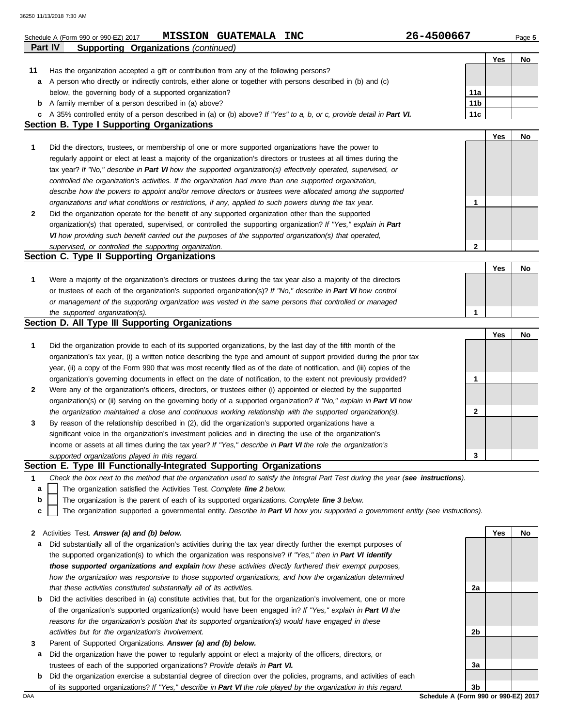Schedule A (Form 990 or 990-EZ) 2017 **MISSION GUATEMALA INC** **26-4500667** Page **5**

## Part IV Supporting Organizations *(continued)*

| | | | Yes | No |
|---|---|---|---|---|
| **11** | Has the organization accepted a gift or contribution from any of the following persons? | | | |
| **a** | A person who directly or indirectly controls, either alone or together with persons described in (b) and (c) below, the governing body of a supported organization? | **11a** | | |
| **b** | A family member of a person described in (a) above? | **11b** | | |
| **c** | A 35% controlled entity of a person described in (a) or (b) above? *If "Yes" to a, b, or c, provide detail in* ***Part VI.*** | **11c** | | |

### Section B. Type I Supporting Organizations

| | | | Yes | No |
|---|---|---|---|---|
| **1** | Did the directors, trustees, or membership of one or more supported organizations have the power to regularly appoint or elect at least a majority of the organization's directors or trustees at all times during the tax year? *If "No," describe in* ***Part VI*** *how the supported organization(s) effectively operated, supervised, or controlled the organization's activities. If the organization had more than one supported organization, describe how the powers to appoint and/or remove directors or trustees were allocated among the supported organizations and what conditions or restrictions, if any, applied to such powers during the tax year.* | **1** | | |
| **2** | Did the organization operate for the benefit of any supported organization other than the supported organization(s) that operated, supervised, or controlled the supporting organization? *If "Yes," explain in* ***Part VI*** *how providing such benefit carried out the purposes of the supported organization(s) that operated, supervised, or controlled the supporting organization.* | **2** | | |

### Section C. Type II Supporting Organizations

| | | | Yes | No |
|---|---|---|---|---|
| **1** | Were a majority of the organization's directors or trustees during the tax year also a majority of the directors or trustees of each of the organization's supported organization(s)? *If "No," describe in* ***Part VI*** *how control or management of the supporting organization was vested in the same persons that controlled or managed the supported organization(s).* | **1** | | |

### Section D. All Type III Supporting Organizations

| | | | Yes | No |
|---|---|---|---|---|
| **1** | Did the organization provide to each of its supported organizations, by the last day of the fifth month of the organization's tax year, (i) a written notice describing the type and amount of support provided during the prior tax year, (ii) a copy of the Form 990 that was most recently filed as of the date of notification, and (iii) copies of the organization's governing documents in effect on the date of notification, to the extent not previously provided? | **1** | | |
| **2** | Were any of the organization's officers, directors, or trustees either (i) appointed or elected by the supported organization(s) or (ii) serving on the governing body of a supported organization? *If "No," explain in* ***Part VI*** *how the organization maintained a close and continuous working relationship with the supported organization(s).* | **2** | | |
| **3** | By reason of the relationship described in (2), did the organization's supported organizations have a significant voice in the organization's investment policies and in directing the use of the organization's income or assets at all times during the tax year? *If "Yes," describe in* ***Part VI*** *the role the organization's supported organizations played in this regard.* | **3** | | |

### Section E. Type III Functionally-Integrated Supporting Organizations

**1** *Check the box next to the method that the organization used to satisfy the Integral Part Test during the year (**see instructions**).*

- **a** ☐ The organization satisfied the Activities Test. *Complete* ***line 2*** *below.*
- **b** ☐ The organization is the parent of each of its supported organizations. *Complete* ***line 3*** *below.*
- **c** ☐ The organization supported a governmental entity. *Describe in* ***Part VI*** *how you supported a government entity (see instructions).*

| | | | Yes | No |
|---|---|---|---|---|
| **2** | Activities Test. ***Answer (a) and (b) below.*** | | | |
| **a** | Did substantially all of the organization's activities during the tax year directly further the exempt purposes of the supported organization(s) to which the organization was responsive? *If "Yes," then in* ***Part VI identify those supported organizations and explain*** *how these activities directly furthered their exempt purposes, how the organization was responsive to those supported organizations, and how the organization determined that these activities constituted substantially all of its activities.* | **2a** | | |
| **b** | Did the activities described in (a) constitute activities that, but for the organization's involvement, one or more of the organization's supported organization(s) would have been engaged in? *If "Yes," explain in* ***Part VI*** *the reasons for the organization's position that its supported organization(s) would have engaged in these activities but for the organization's involvement.* | **2b** | | |
| **3** | Parent of Supported Organizations. ***Answer (a) and (b) below.*** | | | |
| **a** | Did the organization have the power to regularly appoint or elect a majority of the officers, directors, or trustees of each of the supported organizations? *Provide details in* ***Part VI.*** | **3a** | | |
| **b** | Did the organization exercise a substantial degree of direction over the policies, programs, and activities of each of its supported organizations? *If "Yes," describe in* ***Part VI*** *the role played by the organization in this regard.* | **3b** | | |

**Schedule A (Form 990 or 990-EZ) 2017**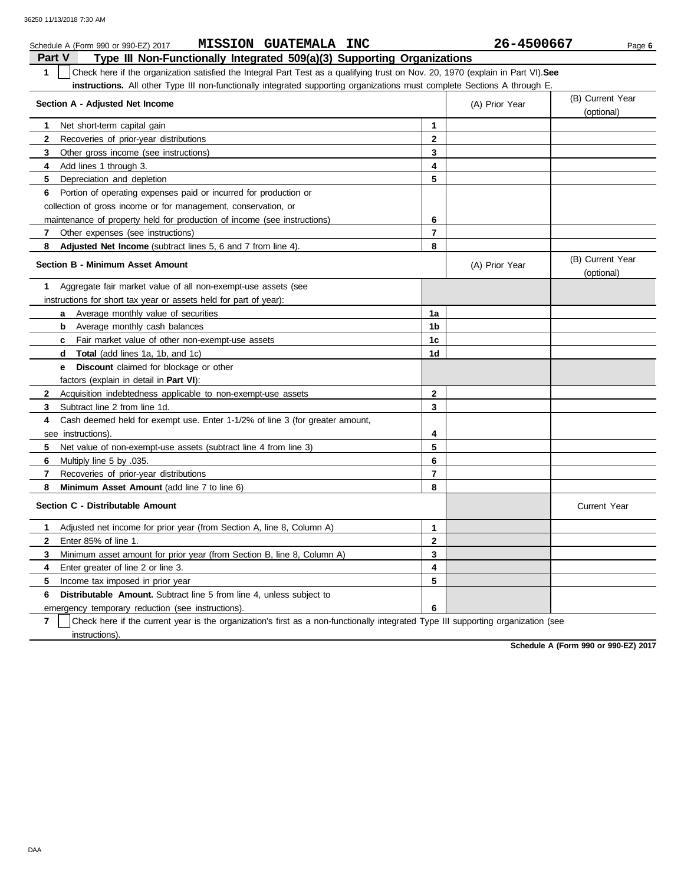Schedule A (Form 990 or 990-EZ) 2017 **MISSION GUATEMALA INC** **26-4500667** Page **6**

## Part V Type III Non-Functionally Integrated 509(a)(3) Supporting Organizations

**1** ☐ Check here if the organization satisfied the Integral Part Test as a qualifying trust on Nov. 20, 1970 (explain in Part VI). **See instructions.** All other Type III non-functionally integrated supporting organizations must complete Sections A through E.

| **Section A - Adjusted Net Income** | | (A) Prior Year | (B) Current Year (optional) |
|---|---|---|---|
| **1** Net short-term capital gain | **1** | | |
| **2** Recoveries of prior-year distributions | **2** | | |
| **3** Other gross income (see instructions) | **3** | | |
| **4** Add lines 1 through 3. | **4** | | |
| **5** Depreciation and depletion | **5** | | |
| **6** Portion of operating expenses paid or incurred for production or collection of gross income or for management, conservation, or maintenance of property held for production of income (see instructions) | **6** | | |
| **7** Other expenses (see instructions) | **7** | | |
| **8** **Adjusted Net Income** (subtract lines 5, 6 and 7 from line 4). | **8** | | |

| **Section B - Minimum Asset Amount** | | (A) Prior Year | (B) Current Year (optional) |
|---|---|---|---|
| **1** Aggregate fair market value of all non-exempt-use assets (see instructions for short tax year or assets held for part of year): | | | |
| **a** Average monthly value of securities | **1a** | | |
| **b** Average monthly cash balances | **1b** | | |
| **c** Fair market value of other non-exempt-use assets | **1c** | | |
| **d** **Total** (add lines 1a, 1b, and 1c) | **1d** | | |
| **e** **Discount** claimed for blockage or other factors (explain in detail in **Part VI**): | | | |
| **2** Acquisition indebtedness applicable to non-exempt-use assets | **2** | | |
| **3** Subtract line 2 from line 1d. | **3** | | |
| **4** Cash deemed held for exempt use. Enter 1-1/2% of line 3 (for greater amount, see instructions). | **4** | | |
| **5** Net value of non-exempt-use assets (subtract line 4 from line 3) | **5** | | |
| **6** Multiply line 5 by .035. | **6** | | |
| **7** Recoveries of prior-year distributions | **7** | | |
| **8** **Minimum Asset Amount** (add line 7 to line 6) | **8** | | |

| **Section C - Distributable Amount** | | | Current Year |
|---|---|---|---|
| **1** Adjusted net income for prior year (from Section A, line 8, Column A) | **1** | | |
| **2** Enter 85% of line 1. | **2** | | |
| **3** Minimum asset amount for prior year (from Section B, line 8, Column A) | **3** | | |
| **4** Enter greater of line 2 or line 3. | **4** | | |
| **5** Income tax imposed in prior year | **5** | | |
| **6** **Distributable Amount.** Subtract line 5 from line 4, unless subject to emergency temporary reduction (see instructions). | **6** | | |

**7** ☐ Check here if the current year is the organization's first as a non-functionally integrated Type III supporting organization (see instructions).

**Schedule A (Form 990 or 990-EZ) 2017**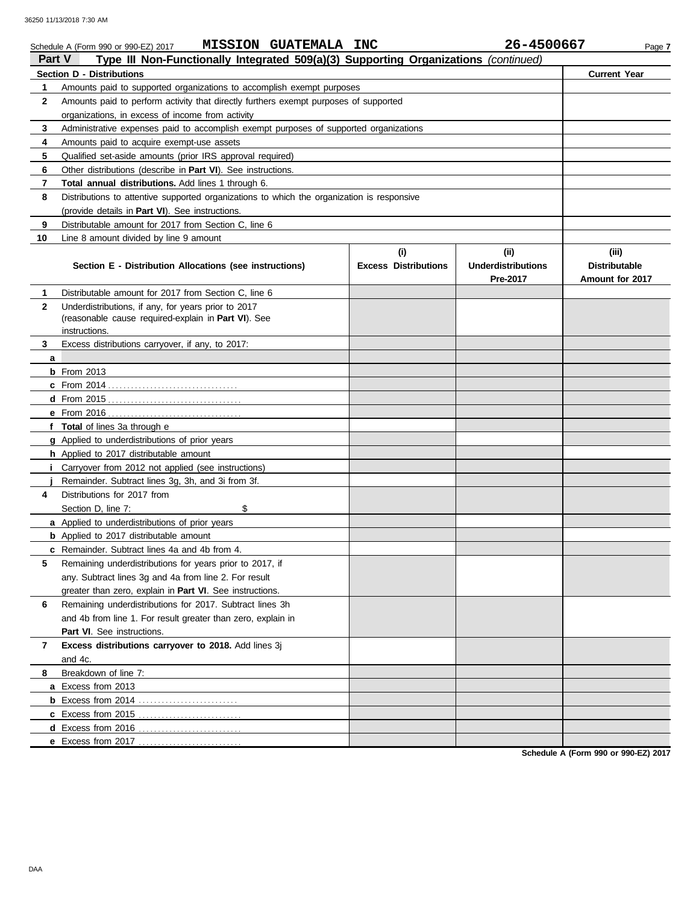Schedule A (Form 990 or 990-EZ) 2017 **MISSION GUATEMALA INC** **26-4500667**

## Part V Type III Non-Functionally Integrated 509(a)(3) Supporting Organizations *(continued)*

| Section D - Distributions | | Current Year |
|---|---|---|
| 1 | Amounts paid to supported organizations to accomplish exempt purposes | |
| 2 | Amounts paid to perform activity that directly furthers exempt purposes of supported organizations, in excess of income from activity | |
| 3 | Administrative expenses paid to accomplish exempt purposes of supported organizations | |
| 4 | Amounts paid to acquire exempt-use assets | |
| 5 | Qualified set-aside amounts (prior IRS approval required) | |
| 6 | Other distributions (describe in **Part VI**). See instructions. | |
| 7 | **Total annual distributions.** Add lines 1 through 6. | |
| 8 | Distributions to attentive supported organizations to which the organization is responsive (provide details in **Part VI**). See instructions. | |
| 9 | Distributable amount for 2017 from Section C, line 6 | |
| 10 | Line 8 amount divided by line 9 amount | |

| | Section E - Distribution Allocations (see instructions) | (i) Excess Distributions | (ii) Underdistributions Pre-2017 | (iii) Distributable Amount for 2017 |
|---|---|---|---|---|
| 1 | Distributable amount for 2017 from Section C, line 6 | | | |
| 2 | Underdistributions, if any, for years prior to 2017 (reasonable cause required-explain in **Part VI**). See instructions. | | | |
| 3 | Excess distributions carryover, if any, to 2017: | | | |
| a | | | | |
| b | From 2013 | | | |
| c | From 2014 | | | |
| d | From 2015 | | | |
| e | From 2016 | | | |
| f | **Total** of lines 3a through e | | | |
| g | Applied to underdistributions of prior years | | | |
| h | Applied to 2017 distributable amount | | | |
| i | Carryover from 2012 not applied (see instructions) | | | |
| j | Remainder. Subtract lines 3g, 3h, and 3i from 3f. | | | |
| 4 | Distributions for 2017 from Section D, line 7: $ | | | |
| a | Applied to underdistributions of prior years | | | |
| b | Applied to 2017 distributable amount | | | |
| c | Remainder. Subtract lines 4a and 4b from 4. | | | |
| 5 | Remaining underdistributions for years prior to 2017, if any. Subtract lines 3g and 4a from line 2. For result greater than zero, explain in **Part VI**. See instructions. | | | |
| 6 | Remaining underdistributions for 2017. Subtract lines 3h and 4b from line 1. For result greater than zero, explain in **Part VI**. See instructions. | | | |
| 7 | **Excess distributions carryover to 2018.** Add lines 3j and 4c. | | | |
| 8 | Breakdown of line 7: | | | |
| a | Excess from 2013 | | | |
| b | Excess from 2014 | | | |
| c | Excess from 2015 | | | |
| d | Excess from 2016 | | | |
| e | Excess from 2017 | | | |

**Schedule A (Form 990 or 990-EZ) 2017**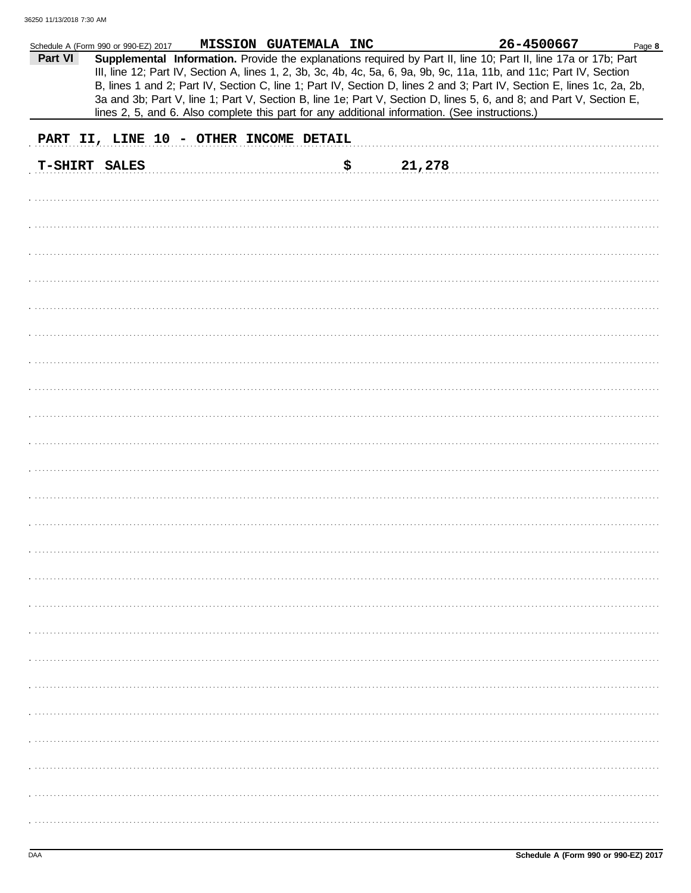Schedule A (Form 990 or 990-EZ) 2017 **MISSION GUATEMALA INC** **26-4500667**

**Part VI** **Supplemental Information.** Provide the explanations required by Part II, line 10; Part II, line 17a or 17b; Part III, line 12; Part IV, Section A, lines 1, 2, 3b, 3c, 4b, 4c, 5a, 6, 9a, 9b, 9c, 11a, 11b, and 11c; Part IV, Section B, lines 1 and 2; Part IV, Section C, line 1; Part IV, Section D, lines 2 and 3; Part IV, Section E, lines 1c, 2a, 2b, 3a and 3b; Part V, line 1; Part V, Section B, line 1e; Part V, Section D, lines 5, 6, and 8; and Part V, Section E, lines 2, 5, and 6. Also complete this part for any additional information. (See instructions.)

**PART II, LINE 10 - OTHER INCOME DETAIL**

**T-SHIRT SALES** **$ 21,278**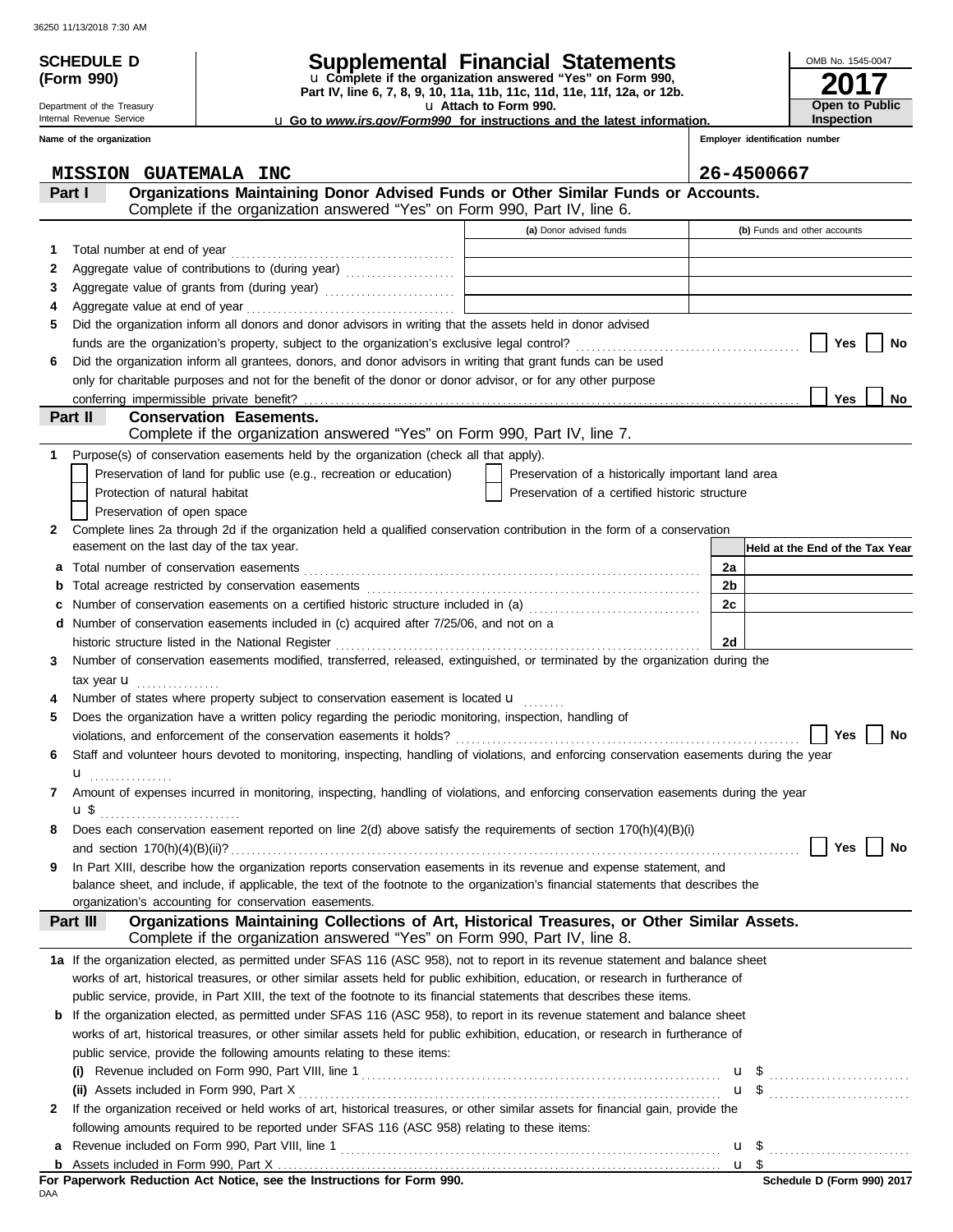36250 11/13/2018 7:30 AM

# SCHEDULE D (Form 990)

Department of the Treasury
Internal Revenue Service

# Supplemental Financial Statements

u Complete if the organization answered "Yes" on Form 990, Part IV, line 6, 7, 8, 9, 10, 11a, 11b, 11c, 11d, 11e, 11f, 12a, or 12b.
u Attach to Form 990.
u Go to *www.irs.gov/Form990* for instructions and the latest information.

OMB No. 1545-0047

**2017**

**Open to Public Inspection**

**Name of the organization:** MISSION GUATEMALA INC

**Employer identification number:** 26-4500667

## Part I — Organizations Maintaining Donor Advised Funds or Other Similar Funds or Accounts.
Complete if the organization answered "Yes" on Form 990, Part IV, line 6.

| | | (a) Donor advised funds | (b) Funds and other accounts |
|---|---|---|---|
| 1 | Total number at end of year | | |
| 2 | Aggregate value of contributions to (during year) | | |
| 3 | Aggregate value of grants from (during year) | | |
| 4 | Aggregate value at end of year | | |

5 Did the organization inform all donors and donor advisors in writing that the assets held in donor advised funds are the organization's property, subject to the organization's exclusive legal control? ☐ Yes ☐ No

6 Did the organization inform all grantees, donors, and donor advisors in writing that grant funds can be used only for charitable purposes and not for the benefit of the donor or donor advisor, or for any other purpose conferring impermissible private benefit? ☐ Yes ☐ No

## Part II — Conservation Easements.
Complete if the organization answered "Yes" on Form 990, Part IV, line 7.

1 Purpose(s) of conservation easements held by the organization (check all that apply).

- ☐ Preservation of land for public use (e.g., recreation or education)
- ☐ Preservation of a historically important land area
- ☐ Protection of natural habitat
- ☐ Preservation of a certified historic structure
- ☐ Preservation of open space

2 Complete lines 2a through 2d if the organization held a qualified conservation contribution in the form of a conservation easement on the last day of the tax year.

| | | | Held at the End of the Tax Year |
|---|---|---|---|
| a | Total number of conservation easements | 2a | |
| b | Total acreage restricted by conservation easements | 2b | |
| c | Number of conservation easements on a certified historic structure included in (a) | 2c | |
| d | Number of conservation easements included in (c) acquired after 7/25/06, and not on a historic structure listed in the National Register | 2d | |

3 Number of conservation easements modified, transferred, released, extinguished, or terminated by the organization during the tax year u

4 Number of states where property subject to conservation easement is located u

5 Does the organization have a written policy regarding the periodic monitoring, inspection, handling of violations, and enforcement of the conservation easements it holds? ☐ Yes ☐ No

6 Staff and volunteer hours devoted to monitoring, inspecting, handling of violations, and enforcing conservation easements during the year u

7 Amount of expenses incurred in monitoring, inspecting, handling of violations, and enforcing conservation easements during the year u $

8 Does each conservation easement reported on line 2(d) above satisfy the requirements of section 170(h)(4)(B)(i) and section 170(h)(4)(B)(ii)? ☐ Yes ☐ No

9 In Part XIII, describe how the organization reports conservation easements in its revenue and expense statement, and balance sheet, and include, if applicable, the text of the footnote to the organization's financial statements that describes the organization's accounting for conservation easements.

## Part III — Organizations Maintaining Collections of Art, Historical Treasures, or Other Similar Assets.
Complete if the organization answered "Yes" on Form 990, Part IV, line 8.

1a If the organization elected, as permitted under SFAS 116 (ASC 958), not to report in its revenue statement and balance sheet works of art, historical treasures, or other similar assets held for public exhibition, education, or research in furtherance of public service, provide, in Part XIII, the text of the footnote to its financial statements that describes these items.

b If the organization elected, as permitted under SFAS 116 (ASC 958), to report in its revenue statement and balance sheet works of art, historical treasures, or other similar assets held for public exhibition, education, or research in furtherance of public service, provide the following amounts relating to these items:

(i) Revenue included on Form 990, Part VIII, line 1 u $

(ii) Assets included in Form 990, Part X u $

2 If the organization received or held works of art, historical treasures, or other similar assets for financial gain, provide the following amounts required to be reported under SFAS 116 (ASC 958) relating to these items:

a Revenue included on Form 990, Part VIII, line 1 u $

b Assets included in Form 990, Part X u $

**For Paperwork Reduction Act Notice, see the Instructions for Form 990.**

DAA

**Schedule D (Form 990) 2017**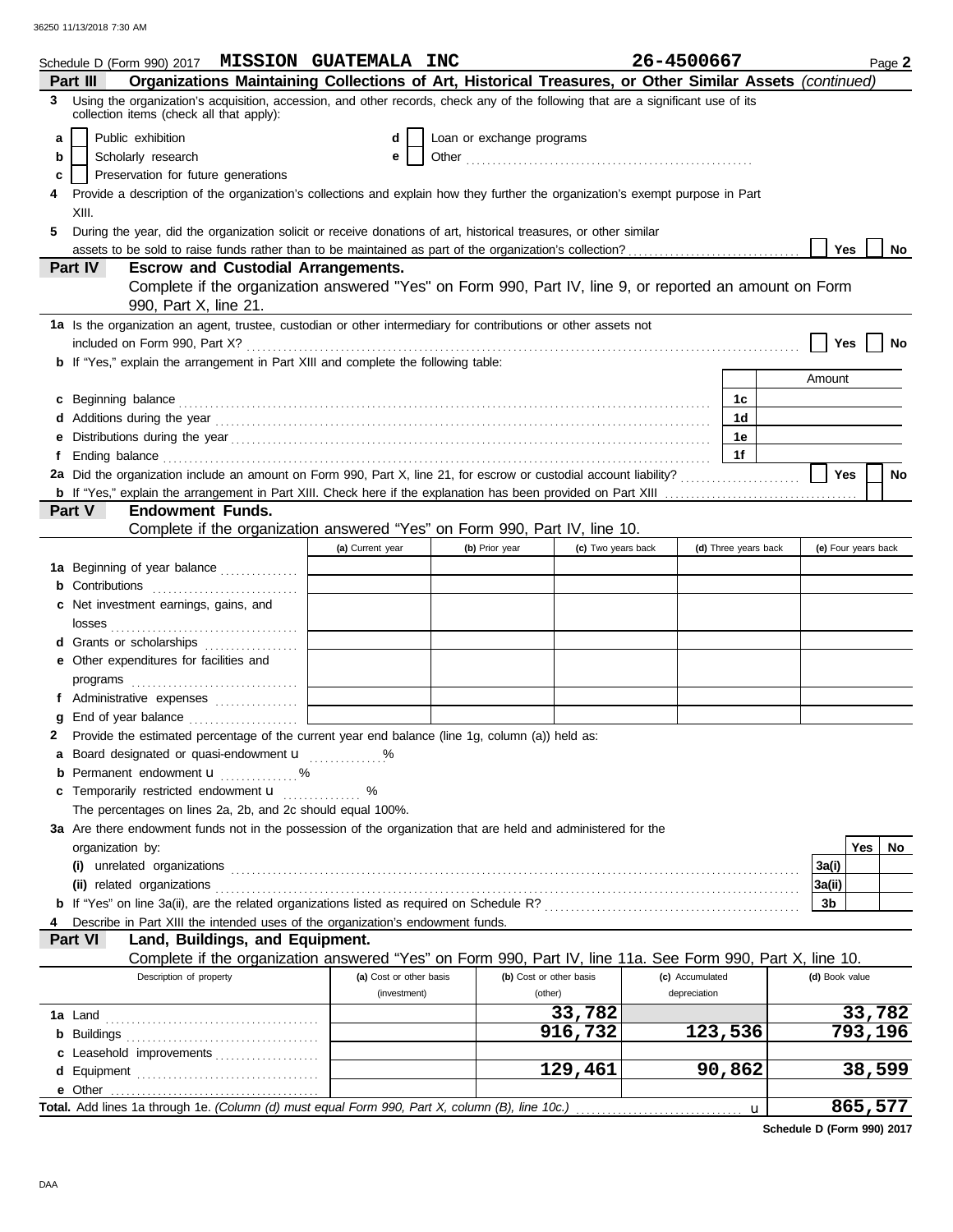Schedule D (Form 990) 2017 **MISSION GUATEMALA INC** **26-4500667** Page **2**

**Part III** **Organizations Maintaining Collections of Art, Historical Treasures, or Other Similar Assets** *(continued)*

**3** Using the organization's acquisition, accession, and other records, check any of the following that are a significant use of its collection items (check all that apply):

- **a** ☐ Public exhibition
- **b** ☐ Scholarly research
- **c** ☐ Preservation for future generations
- **d** ☐ Loan or exchange programs
- **e** ☐ Other

**4** Provide a description of the organization's collections and explain how they further the organization's exempt purpose in Part XIII.

**5** During the year, did the organization solicit or receive donations of art, historical treasures, or other similar assets to be sold to raise funds rather than to be maintained as part of the organization's collection? ☐ Yes ☐ No

**Part IV** **Escrow and Custodial Arrangements.**
Complete if the organization answered "Yes" on Form 990, Part IV, line 9, or reported an amount on Form 990, Part X, line 21.

**1a** Is the organization an agent, trustee, custodian or other intermediary for contributions or other assets not included on Form 990, Part X? ☐ Yes ☐ No

**b** If "Yes," explain the arrangement in Part XIII and complete the following table:

| | | Amount |
|---|---|---|
| **c** Beginning balance | 1c | |
| **d** Additions during the year | 1d | |
| **e** Distributions during the year | 1e | |
| **f** Ending balance | 1f | |

**2a** Did the organization include an amount on Form 990, Part X, line 21, for escrow or custodial account liability? ☐ Yes ☐ No

**b** If "Yes," explain the arrangement in Part XIII. Check here if the explanation has been provided on Part XIII ☐

**Part V** **Endowment Funds.**
Complete if the organization answered "Yes" on Form 990, Part IV, line 10.

| | (a) Current year | (b) Prior year | (c) Two years back | (d) Three years back | (e) Four years back |
|---|---|---|---|---|---|
| **1a** Beginning of year balance | | | | | |
| **b** Contributions | | | | | |
| **c** Net investment earnings, gains, and losses | | | | | |
| **d** Grants or scholarships | | | | | |
| **e** Other expenditures for facilities and programs | | | | | |
| **f** Administrative expenses | | | | | |
| **g** End of year balance | | | | | |

**2** Provide the estimated percentage of the current year end balance (line 1g, column (a)) held as:

- **a** Board designated or quasi-endowment u %
- **b** Permanent endowment u %
- **c** Temporarily restricted endowment u %

The percentages on lines 2a, 2b, and 2c should equal 100%.

**3a** Are there endowment funds not in the possession of the organization that are held and administered for the organization by:

| | | Yes | No |
|---|---|---|---|
| **(i)** unrelated organizations | 3a(i) | | |
| **(ii)** related organizations | 3a(ii) | | |
| **b** If "Yes" on line 3a(ii), are the related organizations listed as required on Schedule R? | 3b | | |

**4** Describe in Part XIII the intended uses of the organization's endowment funds.

**Part VI** **Land, Buildings, and Equipment.**
Complete if the organization answered "Yes" on Form 990, Part IV, line 11a. See Form 990, Part X, line 10.

| Description of property | (a) Cost or other basis (investment) | (b) Cost or other basis (other) | (c) Accumulated depreciation | (d) Book value |
|---|---|---|---|---|
| **1a** Land | | 33,782 | | 33,782 |
| **b** Buildings | | 916,732 | 123,536 | 793,196 |
| **c** Leasehold improvements | | | | |
| **d** Equipment | | 129,461 | 90,862 | 38,599 |
| **e** Other | | | | |
| **Total.** Add lines 1a through 1e. *(Column (d) must equal Form 990, Part X, column (B), line 10c.)* u | | | | 865,577 |

**Schedule D (Form 990) 2017**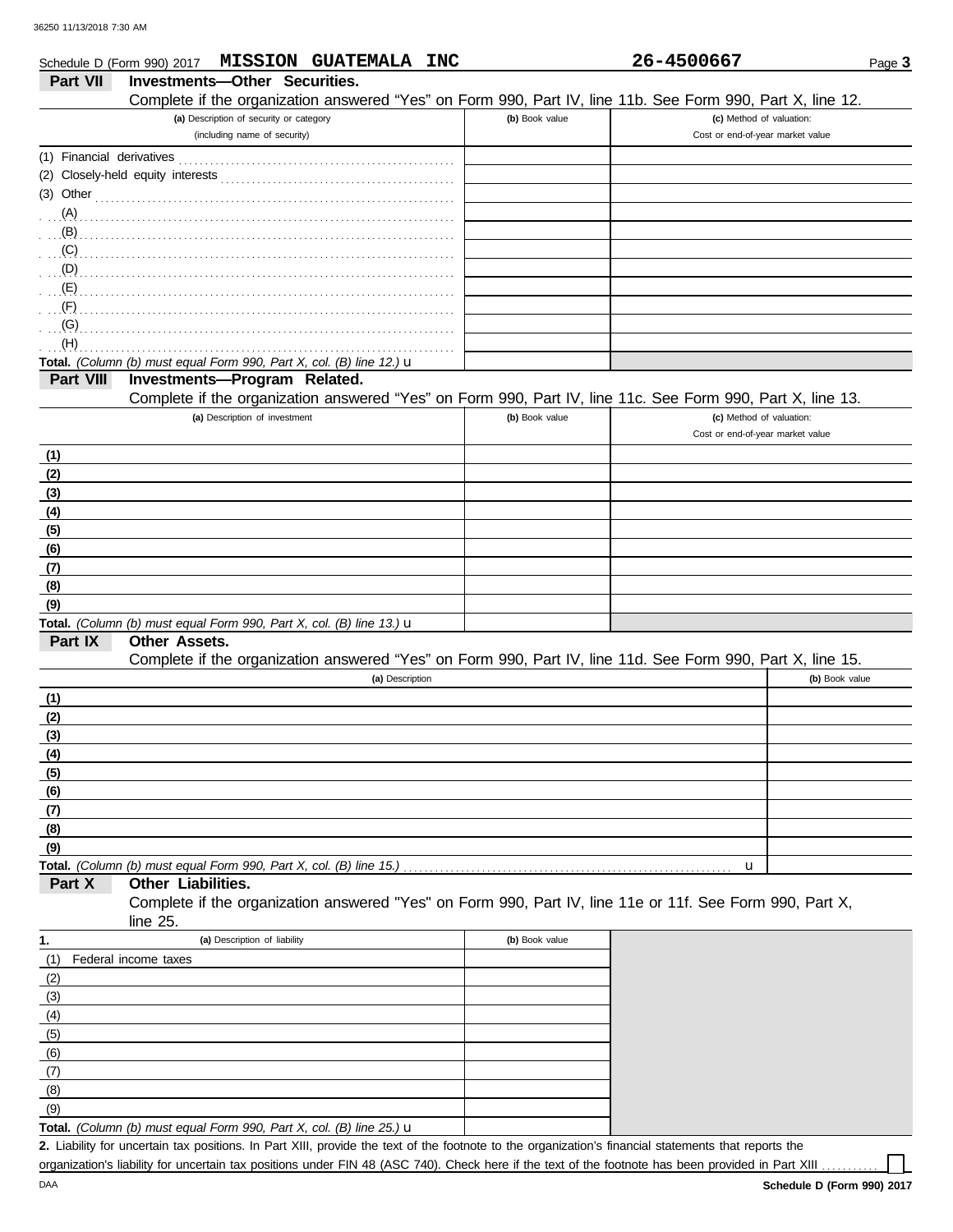Schedule D (Form 990) 2017 **MISSION GUATEMALA INC** **26-4500667** Page **3**

## Part VII Investments—Other Securities.

Complete if the organization answered "Yes" on Form 990, Part IV, line 11b. See Form 990, Part X, line 12.

| (a) Description of security or category (including name of security) | (b) Book value | (c) Method of valuation: Cost or end-of-year market value |
|---|---|---|
| (1) Financial derivatives | | |
| (2) Closely-held equity interests | | |
| (3) Other | | |
| (A) | | |
| (B) | | |
| (C) | | |
| (D) | | |
| (E) | | |
| (F) | | |
| (G) | | |
| (H) | | |
| **Total.** *(Column (b) must equal Form 990, Part X, col. (B) line 12.)* u | | |

## Part VIII Investments—Program Related.

Complete if the organization answered "Yes" on Form 990, Part IV, line 11c. See Form 990, Part X, line 13.

| (a) Description of investment | (b) Book value | (c) Method of valuation: Cost or end-of-year market value |
|---|---|---|
| (1) | | |
| (2) | | |
| (3) | | |
| (4) | | |
| (5) | | |
| (6) | | |
| (7) | | |
| (8) | | |
| (9) | | |
| **Total.** *(Column (b) must equal Form 990, Part X, col. (B) line 13.)* u | | |

## Part IX Other Assets.

Complete if the organization answered "Yes" on Form 990, Part IV, line 11d. See Form 990, Part X, line 15.

| (a) Description | (b) Book value |
|---|---|
| (1) | |
| (2) | |
| (3) | |
| (4) | |
| (5) | |
| (6) | |
| (7) | |
| (8) | |
| (9) | |
| **Total.** *(Column (b) must equal Form 990, Part X, col. (B) line 15.)* u | |

## Part X Other Liabilities.

Complete if the organization answered "Yes" on Form 990, Part IV, line 11e or 11f. See Form 990, Part X, line 25.

| 1. (a) Description of liability | (b) Book value |
|---|---|
| (1) Federal income taxes | |
| (2) | |
| (3) | |
| (4) | |
| (5) | |
| (6) | |
| (7) | |
| (8) | |
| (9) | |
| **Total.** *(Column (b) must equal Form 990, Part X, col. (B) line 25.)* u | |

**2.** Liability for uncertain tax positions. In Part XIII, provide the text of the footnote to the organization's financial statements that reports the organization's liability for uncertain tax positions under FIN 48 (ASC 740). Check here if the text of the footnote has been provided in Part XIII ☐

**Schedule D (Form 990) 2017**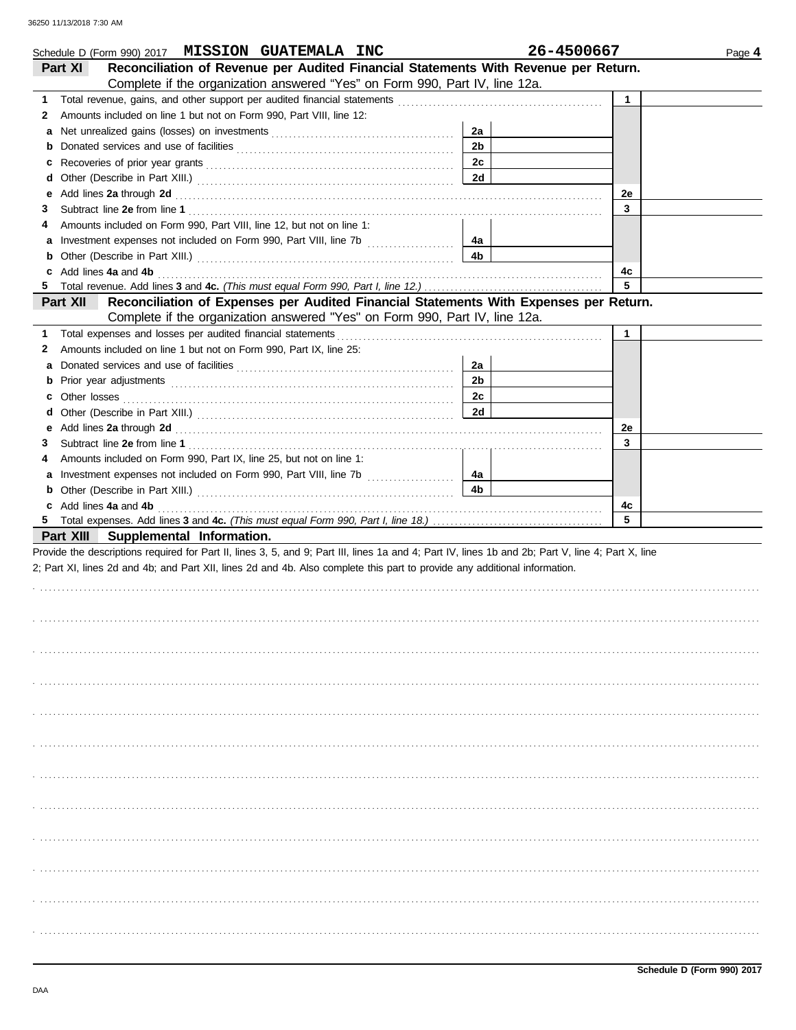Schedule D (Form 990) 2017 **MISSION GUATEMALA INC** **26-4500667** Page **4**

## Part XI Reconciliation of Revenue per Audited Financial Statements With Revenue per Return.

Complete if the organization answered "Yes" on Form 990, Part IV, line 12a.

| | | | | | |
|---|---|---|---|---|---|
| **1** | Total revenue, gains, and other support per audited financial statements | | | 1 | |
| **2** | Amounts included on line 1 but not on Form 990, Part VIII, line 12: | | | | |
| **a** | Net unrealized gains (losses) on investments | 2a | | | |
| **b** | Donated services and use of facilities | 2b | | | |
| **c** | Recoveries of prior year grants | 2c | | | |
| **d** | Other (Describe in Part XIII.) | 2d | | | |
| **e** | Add lines **2a** through **2d** | | | 2e | |
| **3** | Subtract line **2e** from line **1** | | | 3 | |
| **4** | Amounts included on Form 990, Part VIII, line 12, but not on line 1: | | | | |
| **a** | Investment expenses not included on Form 990, Part VIII, line 7b | 4a | | | |
| **b** | Other (Describe in Part XIII.) | 4b | | | |
| **c** | Add lines **4a** and **4b** | | | 4c | |
| **5** | Total revenue. Add lines **3** and **4c.** *(This must equal Form 990, Part I, line 12.)* | | | 5 | |

## Part XII Reconciliation of Expenses per Audited Financial Statements With Expenses per Return.

Complete if the organization answered "Yes" on Form 990, Part IV, line 12a.

| | | | | | |
|---|---|---|---|---|---|
| **1** | Total expenses and losses per audited financial statements | | | 1 | |
| **2** | Amounts included on line 1 but not on Form 990, Part IX, line 25: | | | | |
| **a** | Donated services and use of facilities | 2a | | | |
| **b** | Prior year adjustments | 2b | | | |
| **c** | Other losses | 2c | | | |
| **d** | Other (Describe in Part XIII.) | 2d | | | |
| **e** | Add lines **2a** through **2d** | | | 2e | |
| **3** | Subtract line **2e** from line **1** | | | 3 | |
| **4** | Amounts included on Form 990, Part IX, line 25, but not on line 1: | | | | |
| **a** | Investment expenses not included on Form 990, Part VIII, line 7b | 4a | | | |
| **b** | Other (Describe in Part XIII.) | 4b | | | |
| **c** | Add lines **4a** and **4b** | | | 4c | |
| **5** | Total expenses. Add lines **3** and **4c.** *(This must equal Form 990, Part I, line 18.)* | | | 5 | |

## Part XIII Supplemental Information.

Provide the descriptions required for Part II, lines 3, 5, and 9; Part III, lines 1a and 4; Part IV, lines 1b and 2b; Part V, line 4; Part X, line 2; Part XI, lines 2d and 4b; and Part XII, lines 2d and 4b. Also complete this part to provide any additional information.

**Schedule D (Form 990) 2017**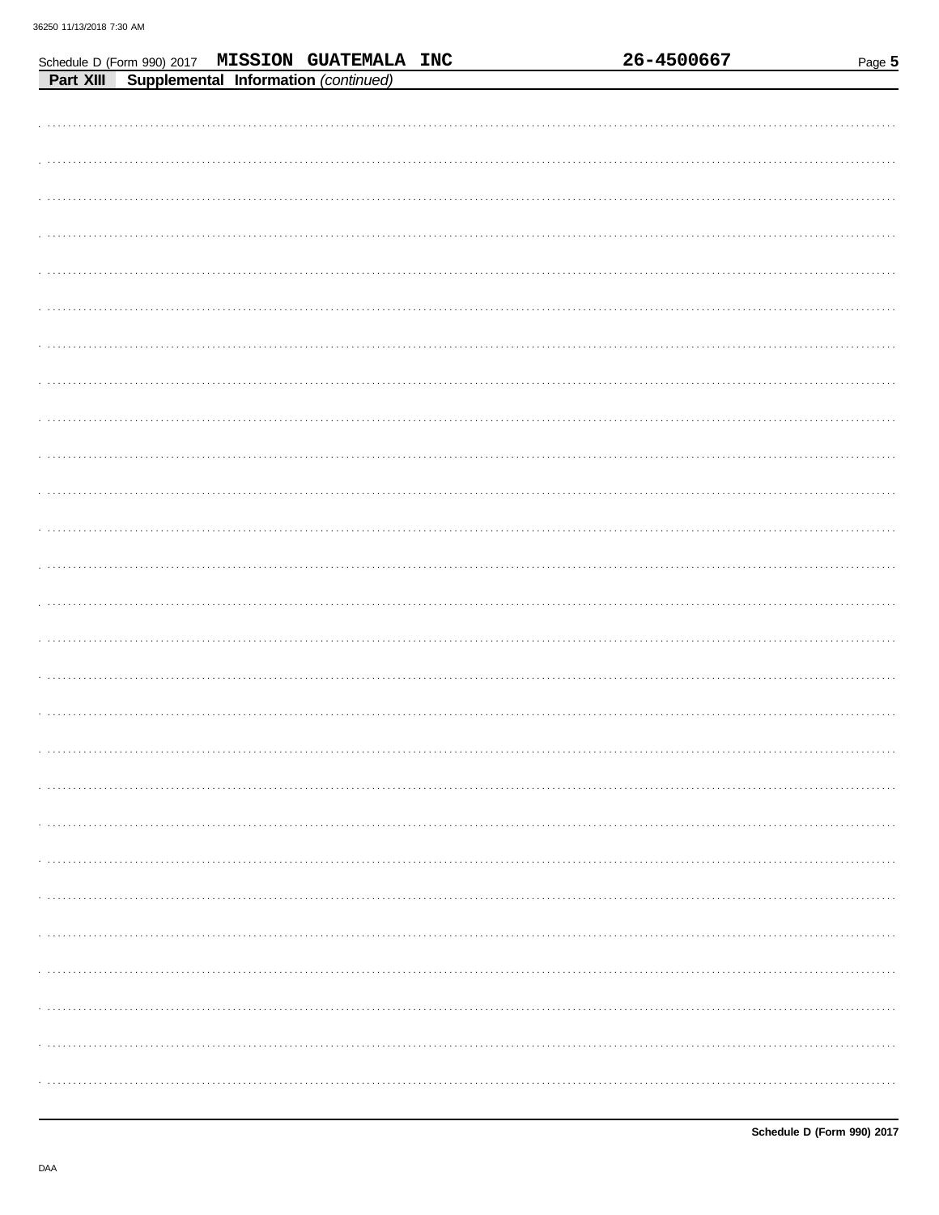Schedule D (Form 990) 2017 **MISSION GUATEMALA INC** **26-4500667**

**Part XIII Supplemental Information** *(continued)*

**Schedule D (Form 990) 2017**

DAA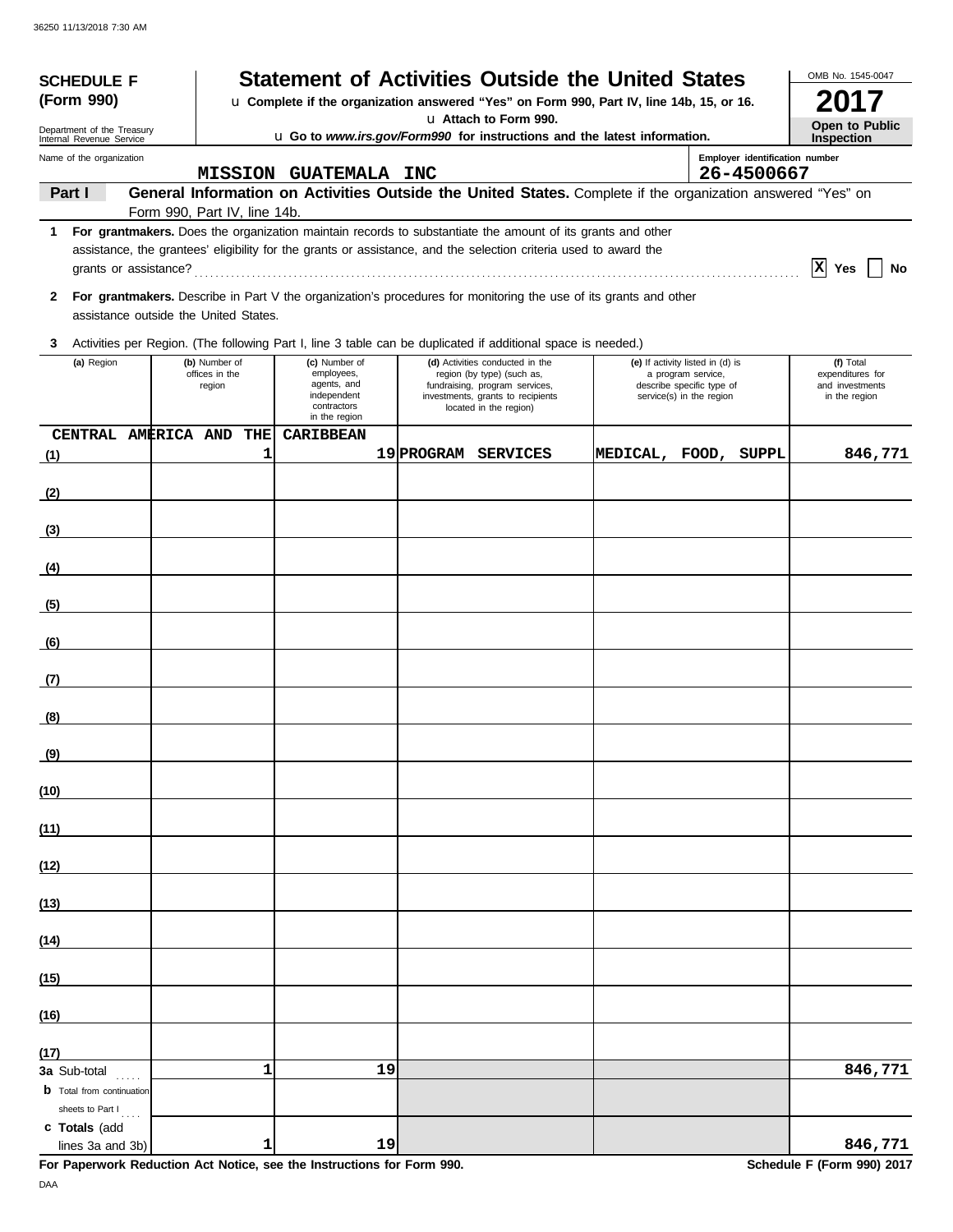**SCHEDULE F (Form 990)**

Department of the Treasury
Internal Revenue Service

# Statement of Activities Outside the United States

u Complete if the organization answered "Yes" on Form 990, Part IV, line 14b, 15, or 16.
u Attach to Form 990.
u Go to *www.irs.gov/Form990* for instructions and the latest information.

OMB No. 1545-0047

**2017**

**Open to Public Inspection**

Name of the organization: MISSION GUATEMALA INC

Employer identification number: 26-4500667

**Part I** **General Information on Activities Outside the United States.** Complete if the organization answered "Yes" on Form 990, Part IV, line 14b.

**1** **For grantmakers.** Does the organization maintain records to substantiate the amount of its grants and other assistance, the grantees' eligibility for the grants or assistance, and the selection criteria used to award the grants or assistance? [X] Yes [ ] No

**2** **For grantmakers.** Describe in Part V the organization's procedures for monitoring the use of its grants and other assistance outside the United States.

**3** Activities per Region. (The following Part I, line 3 table can be duplicated if additional space is needed.)

| | (a) Region | (b) Number of offices in the region | (c) Number of employees, agents, and independent contractors in the region | (d) Activities conducted in the region (by type) (such as, fundraising, program services, investments, grants to recipients located in the region) | (e) If activity listed in (d) is a program service, describe specific type of service(s) in the region | (f) Total expenditures for and investments in the region |
|---|---|---|---|---|---|---|
| (1) | CENTRAL AMERICA AND THE CARIBBEAN | 1 | 19 | PROGRAM SERVICES | MEDICAL, FOOD, SUPPL | 846,771 |
| (2) | | | | | | |
| (3) | | | | | | |
| (4) | | | | | | |
| (5) | | | | | | |
| (6) | | | | | | |
| (7) | | | | | | |
| (8) | | | | | | |
| (9) | | | | | | |
| (10) | | | | | | |
| (11) | | | | | | |
| (12) | | | | | | |
| (13) | | | | | | |
| (14) | | | | | | |
| (15) | | | | | | |
| (16) | | | | | | |
| (17) | | | | | | |
| **3a** Sub-total | | 1 | 19 | | | 846,771 |
| **b** Total from continuation sheets to Part I | | | | | | |
| **c Totals** (add lines 3a and 3b) | | 1 | 19 | | | 846,771 |

**For Paperwork Reduction Act Notice, see the Instructions for Form 990.** **Schedule F (Form 990) 2017**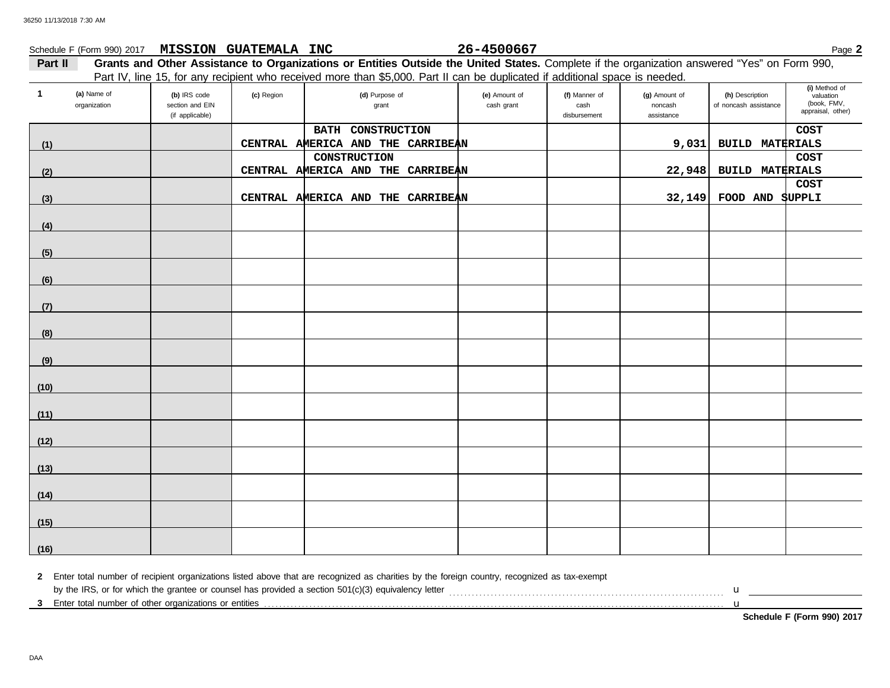Schedule F (Form 990) 2017 **MISSION GUATEMALA INC** **26-4500667** Page **2**

**Part II** **Grants and Other Assistance to Organizations or Entities Outside the United States.** Complete if the organization answered "Yes" on Form 990, Part IV, line 15, for any recipient who received more than $5,000. Part II can be duplicated if additional space is needed.

| 1 (a) Name of organization | (b) IRS code section and EIN (if applicable) | (c) Region | (d) Purpose of grant | (e) Amount of cash grant | (f) Manner of cash disbursement | (g) Amount of noncash assistance | (h) Description of noncash assistance | (i) Method of valuation (book, FMV, appraisal, other) |
|---|---|---|---|---|---|---|---|---|
| (1) | | CENTRAL AMERICA AND THE CARRIBEAN | BATH CONSTRUCTION | | | 9,031 | BUILD MATERIALS | COST |
| (2) | | CENTRAL AMERICA AND THE CARRIBEAN | CONSTRUCTION | | | 22,948 | BUILD MATERIALS | COST |
| (3) | | CENTRAL AMERICA AND THE CARRIBEAN | | | | 32,149 | FOOD AND SUPPLI | COST |
| (4) | | | | | | | | |
| (5) | | | | | | | | |
| (6) | | | | | | | | |
| (7) | | | | | | | | |
| (8) | | | | | | | | |
| (9) | | | | | | | | |
| (10) | | | | | | | | |
| (11) | | | | | | | | |
| (12) | | | | | | | | |
| (13) | | | | | | | | |
| (14) | | | | | | | | |
| (15) | | | | | | | | |
| (16) | | | | | | | | |

**2** Enter total number of recipient organizations listed above that are recognized as charities by the foreign country, recognized as tax-exempt by the IRS, or for which the grantee or counsel has provided a section 501(c)(3) equivalency letter . . . . . u

**3** Enter total number of other organizations or entities . . . . . u

**Schedule F (Form 990) 2017**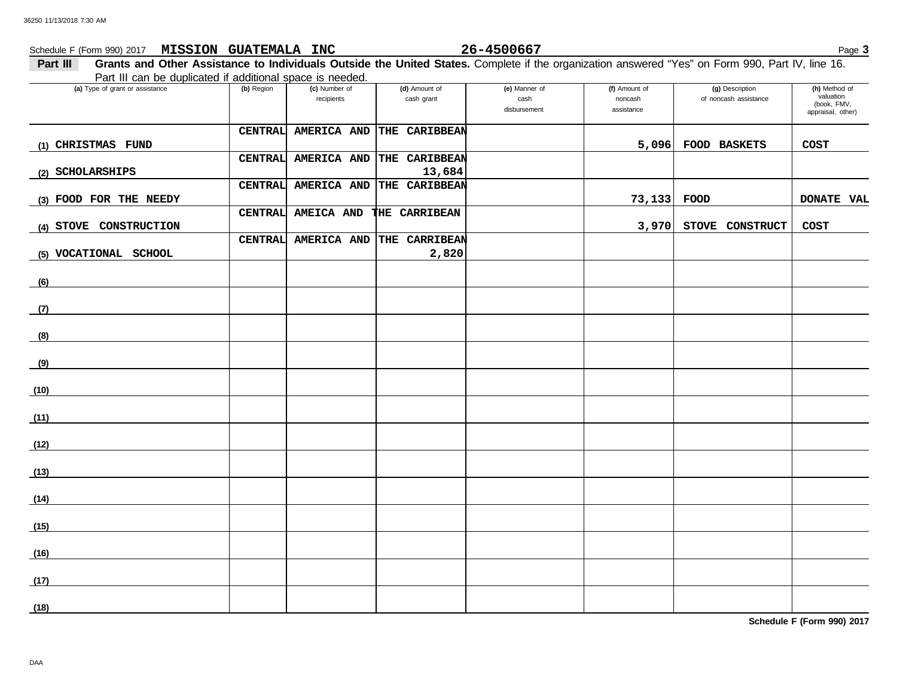Schedule F (Form 990) 2017 **MISSION GUATEMALA INC** **26-4500667** Page **3**

**Part III** **Grants and Other Assistance to Individuals Outside the United States.** Complete if the organization answered "Yes" on Form 990, Part IV, line 16. Part III can be duplicated if additional space is needed.

| (a) Type of grant or assistance | (b) Region | (c) Number of recipients | (d) Amount of cash grant | (e) Manner of cash disbursement | (f) Amount of noncash assistance | (g) Description of noncash assistance | (h) Method of valuation (book, FMV, appraisal, other) |
|---|---|---|---|---|---|---|---|
| (1) CHRISTMAS FUND | CENTRAL AMERICA AND THE CARIBBEAN | | | | 5,096 | FOOD BASKETS | COST |
| (2) SCHOLARSHIPS | CENTRAL AMERICA AND THE CARIBBEAN | | 13,684 | | | | |
| (3) FOOD FOR THE NEEDY | CENTRAL AMERICA AND THE CARIBBEAN | | | | 73,133 | FOOD | DONATE VAL |
| (4) STOVE CONSTRUCTION | CENTRAL AMEICA AND THE CARRIBEAN | | | | 3,970 | STOVE CONSTRUCT | COST |
| (5) VOCATIONAL SCHOOL | CENTRAL AMERICA AND THE CARRIBEAN | | 2,820 | | | | |
| (6) | | | | | | | |
| (7) | | | | | | | |
| (8) | | | | | | | |
| (9) | | | | | | | |
| (10) | | | | | | | |
| (11) | | | | | | | |
| (12) | | | | | | | |
| (13) | | | | | | | |
| (14) | | | | | | | |
| (15) | | | | | | | |
| (16) | | | | | | | |
| (17) | | | | | | | |
| (18) | | | | | | | |

**Schedule F (Form 990) 2017**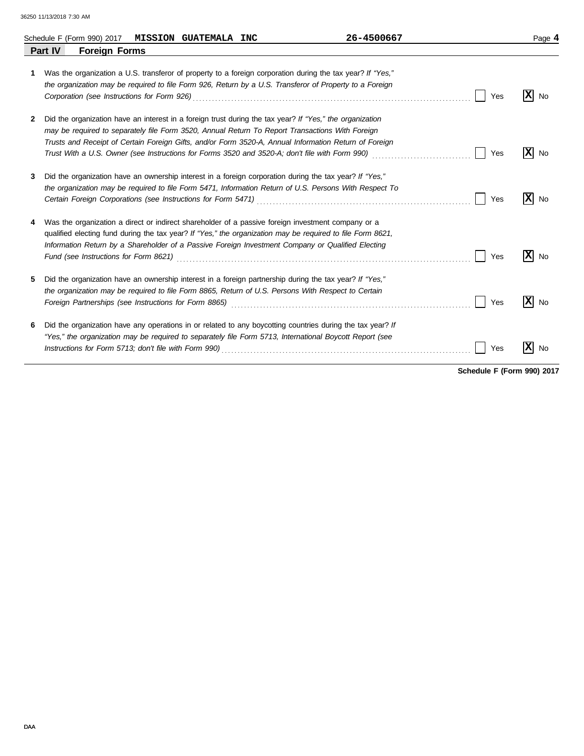Schedule F (Form 990) 2017 **MISSION GUATEMALA INC** 26-4500667 Page **4**

## Part IV Foreign Forms

**1** Was the organization a U.S. transferor of property to a foreign corporation during the tax year? *If "Yes," the organization may be required to file Form 926, Return by a U.S. Transferor of Property to a Foreign Corporation (see Instructions for Form 926)* ☐ Yes **X** No

**2** Did the organization have an interest in a foreign trust during the tax year? *If "Yes," the organization may be required to separately file Form 3520, Annual Return To Report Transactions With Foreign Trusts and Receipt of Certain Foreign Gifts, and/or Form 3520-A, Annual Information Return of Foreign Trust With a U.S. Owner (see Instructions for Forms 3520 and 3520-A; don't file with Form 990)* ☐ Yes **X** No

**3** Did the organization have an ownership interest in a foreign corporation during the tax year? *If "Yes," the organization may be required to file Form 5471, Information Return of U.S. Persons With Respect To Certain Foreign Corporations (see Instructions for Form 5471)* ☐ Yes **X** No

**4** Was the organization a direct or indirect shareholder of a passive foreign investment company or a qualified electing fund during the tax year? *If "Yes," the organization may be required to file Form 8621, Information Return by a Shareholder of a Passive Foreign Investment Company or Qualified Electing Fund (see Instructions for Form 8621)* ☐ Yes **X** No

**5** Did the organization have an ownership interest in a foreign partnership during the tax year? *If "Yes," the organization may be required to file Form 8865, Return of U.S. Persons With Respect to Certain Foreign Partnerships (see Instructions for Form 8865)* ☐ Yes **X** No

**6** Did the organization have any operations in or related to any boycotting countries during the tax year? *If "Yes," the organization may be required to separately file Form 5713, International Boycott Report (see Instructions for Form 5713; don't file with Form 990)* ☐ Yes **X** No

**Schedule F (Form 990) 2017**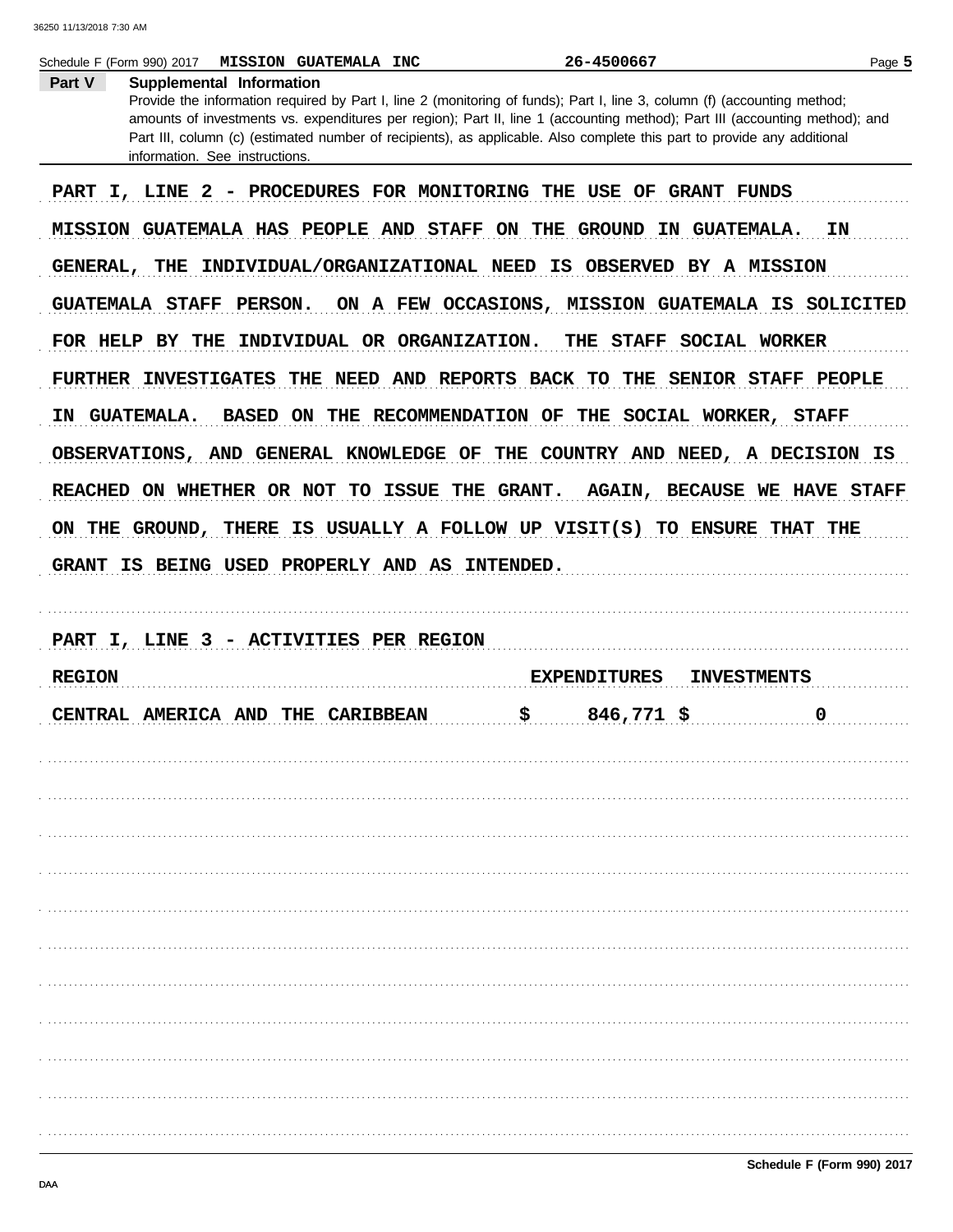Schedule F (Form 990) 2017 **MISSION GUATEMALA INC** 26-4500667

**Part V Supplemental Information**

Provide the information required by Part I, line 2 (monitoring of funds); Part I, line 3, column (f) (accounting method; amounts of investments vs. expenditures per region); Part II, line 1 (accounting method); Part III (accounting method); and Part III, column (c) (estimated number of recipients), as applicable. Also complete this part to provide any additional information. See instructions.

PART I, LINE 2 - PROCEDURES FOR MONITORING THE USE OF GRANT FUNDS

MISSION GUATEMALA HAS PEOPLE AND STAFF ON THE GROUND IN GUATEMALA. IN GENERAL, THE INDIVIDUAL/ORGANIZATIONAL NEED IS OBSERVED BY A MISSION GUATEMALA STAFF PERSON. ON A FEW OCCASIONS, MISSION GUATEMALA IS SOLICITED FOR HELP BY THE INDIVIDUAL OR ORGANIZATION. THE STAFF SOCIAL WORKER FURTHER INVESTIGATES THE NEED AND REPORTS BACK TO THE SENIOR STAFF PEOPLE IN GUATEMALA. BASED ON THE RECOMMENDATION OF THE SOCIAL WORKER, STAFF OBSERVATIONS, AND GENERAL KNOWLEDGE OF THE COUNTRY AND NEED, A DECISION IS REACHED ON WHETHER OR NOT TO ISSUE THE GRANT. AGAIN, BECAUSE WE HAVE STAFF ON THE GROUND, THERE IS USUALLY A FOLLOW UP VISIT(S) TO ENSURE THAT THE GRANT IS BEING USED PROPERLY AND AS INTENDED.

PART I, LINE 3 - ACTIVITIES PER REGION

| REGION | EXPENDITURES | INVESTMENTS |
|---|---|---|
| CENTRAL AMERICA AND THE CARIBBEAN | $ 846,771 | $ 0 |

Schedule F (Form 990) 2017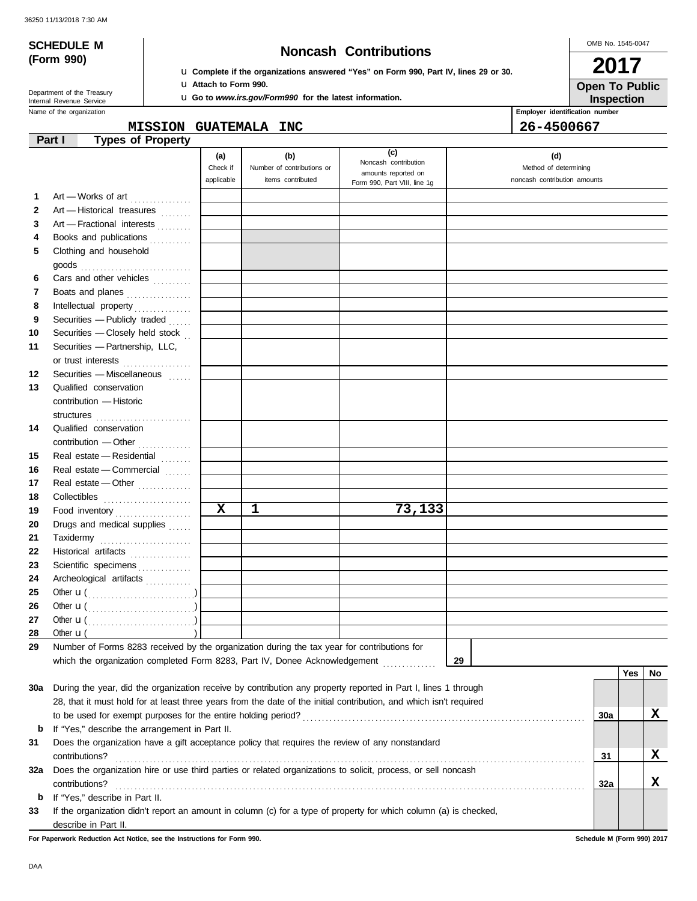36250 11/13/2018 7:30 AM

**SCHEDULE M (Form 990)**

Department of the Treasury
Internal Revenue Service

# Noncash Contributions

u **Complete if the organizations answered "Yes" on Form 990, Part IV, lines 29 or 30.**
u **Attach to Form 990.**
u **Go to *www.irs.gov/Form990* for the latest information.**

OMB No. 1545-0047

**2017**

**Open To Public Inspection**

Name of the organization: **MISSION GUATEMALA INC**

Employer identification number: **26-4500667**

## Part I Types of Property

| | | (a) Check if applicable | (b) Number of contributions or items contributed | (c) Noncash contribution amounts reported on Form 990, Part VIII, line 1g | (d) Method of determining noncash contribution amounts |
|---|---|---|---|---|---|
| 1 | Art — Works of art | | | | |
| 2 | Art — Historical treasures | | | | |
| 3 | Art — Fractional interests | | | | |
| 4 | Books and publications | | | | |
| 5 | Clothing and household goods | | | | |
| 6 | Cars and other vehicles | | | | |
| 7 | Boats and planes | | | | |
| 8 | Intellectual property | | | | |
| 9 | Securities — Publicly traded | | | | |
| 10 | Securities — Closely held stock | | | | |
| 11 | Securities — Partnership, LLC, or trust interests | | | | |
| 12 | Securities — Miscellaneous | | | | |
| 13 | Qualified conservation contribution — Historic structures | | | | |
| 14 | Qualified conservation contribution — Other | | | | |
| 15 | Real estate — Residential | | | | |
| 16 | Real estate — Commercial | | | | |
| 17 | Real estate — Other | | | | |
| 18 | Collectibles | | | | |
| 19 | Food inventory | X | 1 | 73,133 | |
| 20 | Drugs and medical supplies | | | | |
| 21 | Taxidermy | | | | |
| 22 | Historical artifacts | | | | |
| 23 | Scientific specimens | | | | |
| 24 | Archeological artifacts | | | | |
| 25 | Other u ( ) | | | | |
| 26 | Other u ( ) | | | | |
| 27 | Other u ( ) | | | | |
| 28 | Other u ( ) | | | | |

**29** Number of Forms 8283 received by the organization during the tax year for contributions for which the organization completed Form 8283, Part IV, Donee Acknowledgement ..... **29**

| | | | Yes | No |
|---|---|---|---|---|
| **30a** | During the year, did the organization receive by contribution any property reported in Part I, lines 1 through 28, that it must hold for at least three years from the date of the initial contribution, and which isn't required to be used for exempt purposes for the entire holding period? | 30a | | X |
| **b** | If "Yes," describe the arrangement in Part II. | | | |
| **31** | Does the organization have a gift acceptance policy that requires the review of any nonstandard contributions? | 31 | | X |
| **32a** | Does the organization hire or use third parties or related organizations to solicit, process, or sell noncash contributions? | 32a | | X |
| **b** | If "Yes," describe in Part II. | | | |
| **33** | If the organization didn't report an amount in column (c) for a type of property for which column (a) is checked, describe in Part II. | | | |

**For Paperwork Reduction Act Notice, see the Instructions for Form 990.** **Schedule M (Form 990) 2017**

DAA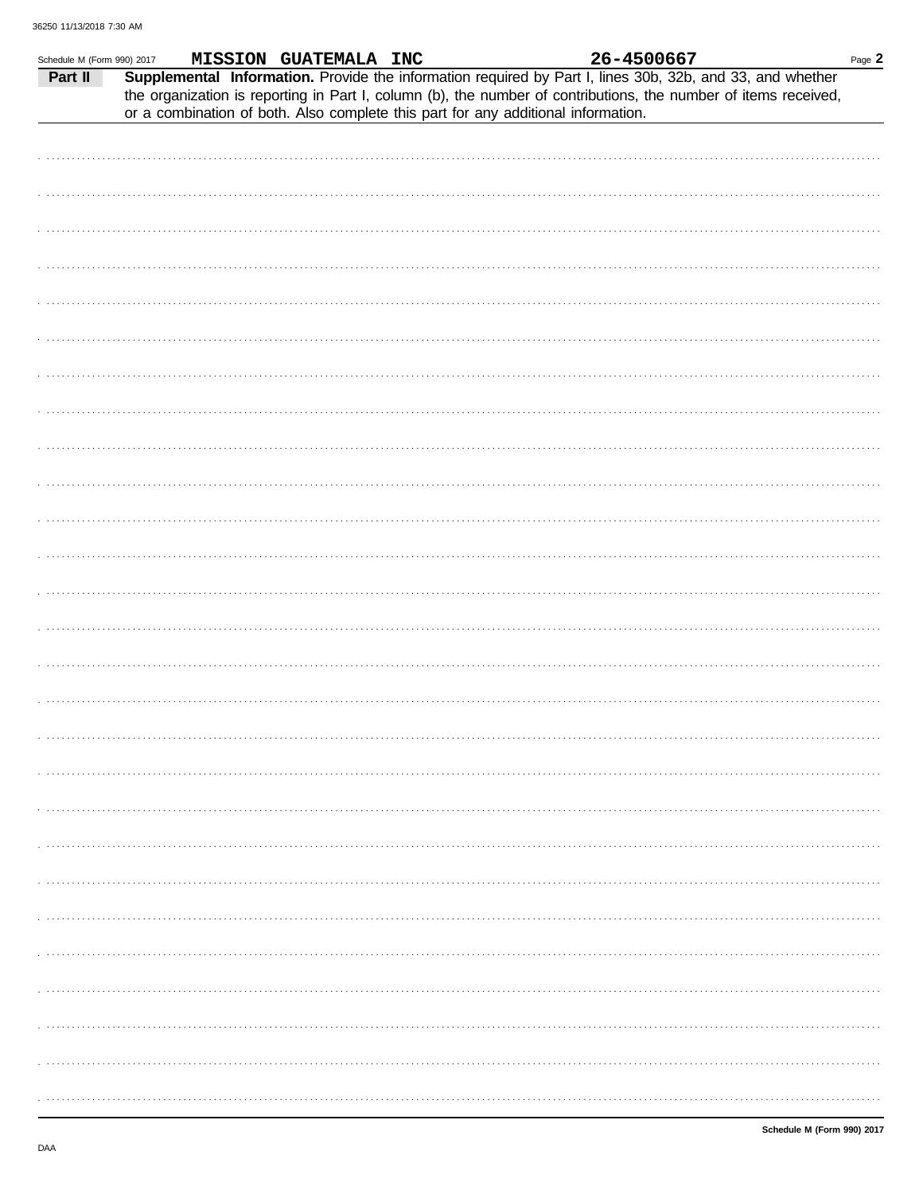Schedule M (Form 990) 2017 **MISSION GUATEMALA INC** **26-4500667**

**Part II** **Supplemental Information.** Provide the information required by Part I, lines 30b, 32b, and 33, and whether the organization is reporting in Part I, column (b), the number of contributions, the number of items received, or a combination of both. Also complete this part for any additional information.

**Schedule M (Form 990) 2017**

DAA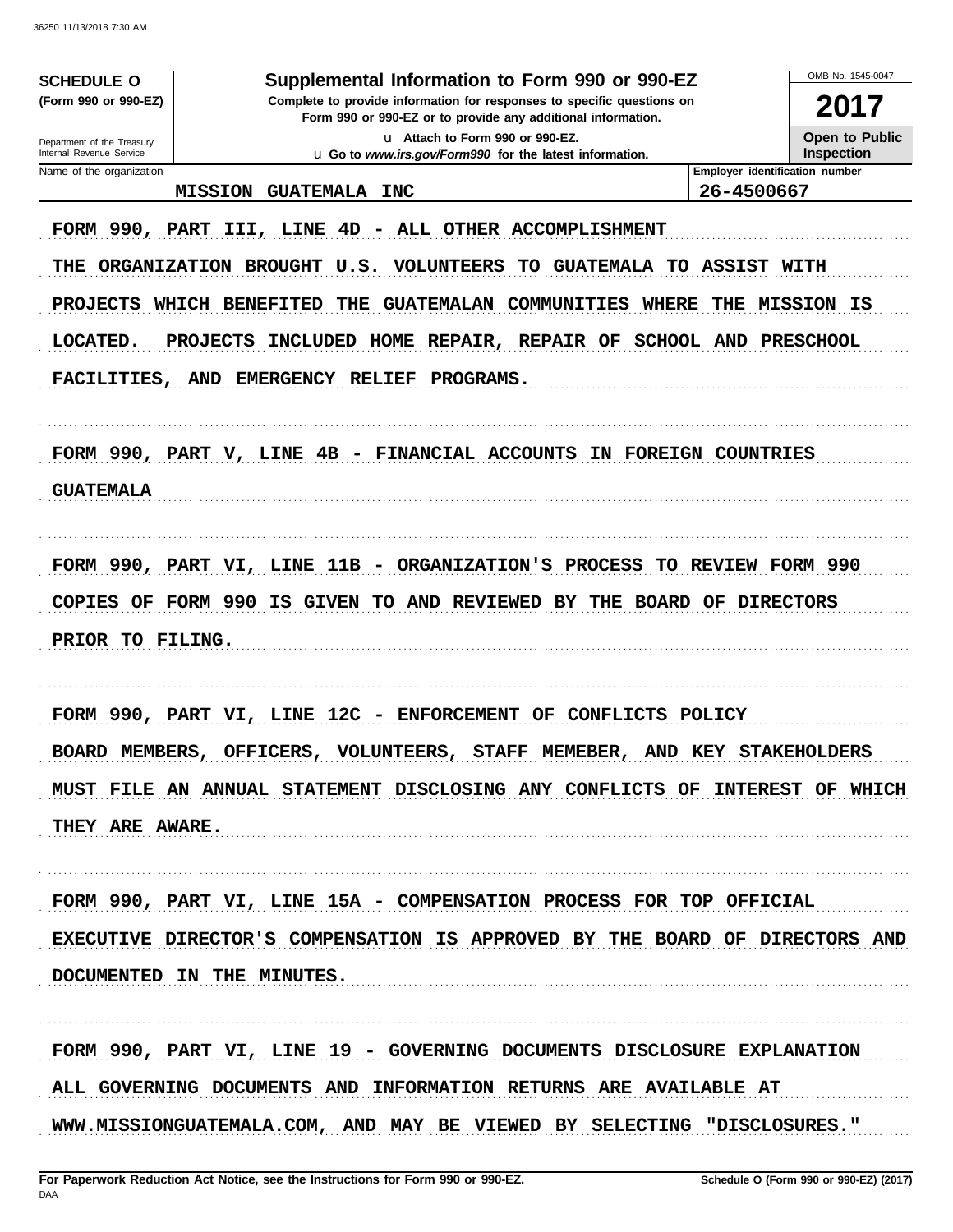**SCHEDULE O**
**(Form 990 or 990-EZ)**

Department of the Treasury
Internal Revenue Service

# Supplemental Information to Form 990 or 990-EZ

**Complete to provide information for responses to specific questions on Form 990 or 990-EZ or to provide any additional information.**

u **Attach to Form 990 or 990-EZ.**
u **Go to** ***www.irs.gov/Form990*** **for the latest information.**

OMB No. 1545-0047

**2017**

**Open to Public Inspection**

| Name of the organization | Employer identification number |
|---|---|
| MISSION GUATEMALA INC | 26-4500667 |

FORM 990, PART III, LINE 4D - ALL OTHER ACCOMPLISHMENT

THE ORGANIZATION BROUGHT U.S. VOLUNTEERS TO GUATEMALA TO ASSIST WITH PROJECTS WHICH BENEFITED THE GUATEMALAN COMMUNITIES WHERE THE MISSION IS LOCATED. PROJECTS INCLUDED HOME REPAIR, REPAIR OF SCHOOL AND PRESCHOOL FACILITIES, AND EMERGENCY RELIEF PROGRAMS.

FORM 990, PART V, LINE 4B - FINANCIAL ACCOUNTS IN FOREIGN COUNTRIES

GUATEMALA

FORM 990, PART VI, LINE 11B - ORGANIZATION'S PROCESS TO REVIEW FORM 990

COPIES OF FORM 990 IS GIVEN TO AND REVIEWED BY THE BOARD OF DIRECTORS PRIOR TO FILING.

FORM 990, PART VI, LINE 12C - ENFORCEMENT OF CONFLICTS POLICY

BOARD MEMBERS, OFFICERS, VOLUNTEERS, STAFF MEMEBER, AND KEY STAKEHOLDERS MUST FILE AN ANNUAL STATEMENT DISCLOSING ANY CONFLICTS OF INTEREST OF WHICH THEY ARE AWARE.

FORM 990, PART VI, LINE 15A - COMPENSATION PROCESS FOR TOP OFFICIAL

EXECUTIVE DIRECTOR'S COMPENSATION IS APPROVED BY THE BOARD OF DIRECTORS AND DOCUMENTED IN THE MINUTES.

FORM 990, PART VI, LINE 19 - GOVERNING DOCUMENTS DISCLOSURE EXPLANATION

ALL GOVERNING DOCUMENTS AND INFORMATION RETURNS ARE AVAILABLE AT WWW.MISSIONGUATEMALA.COM, AND MAY BE VIEWED BY SELECTING "DISCLOSURES."

**For Paperwork Reduction Act Notice, see the Instructions for Form 990 or 990-EZ.** **Schedule O (Form 990 or 990-EZ) (2017)**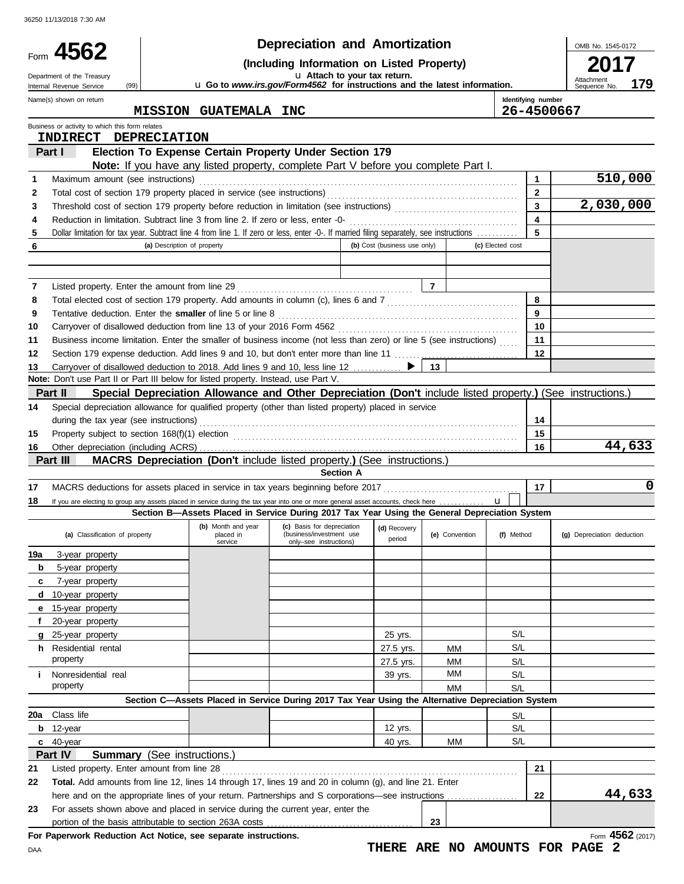Form **4562**

Department of the Treasury
Internal Revenue Service (99)

# Depreciation and Amortization

**(Including Information on Listed Property)**

▶ Attach to your tax return.

▶ Go to *www.irs.gov/Form4562* for instructions and the latest information.

OMB No. 1545-0172

**2017**

Attachment Sequence No. **179**

Name(s) shown on return: MISSION GUATEMALA INC

Identifying number: 26-4500667

Business or activity to which this form relates: INDIRECT DEPRECIATION

## Part I Election To Expense Certain Property Under Section 179

**Note:** If you have any listed property, complete Part V before you complete Part I.

| | | Line | Amount |
|---|---|---|---|
| 1 | Maximum amount (see instructions) | 1 | 510,000 |
| 2 | Total cost of section 179 property placed in service (see instructions) | 2 | |
| 3 | Threshold cost of section 179 property before reduction in limitation (see instructions) | 3 | 2,030,000 |
| 4 | Reduction in limitation. Subtract line 3 from line 2. If zero or less, enter -0- | 4 | |
| 5 | Dollar limitation for tax year. Subtract line 4 from line 1. If zero or less, enter -0-. If married filing separately, see instructions | 5 | |

| 6 | (a) Description of property | (b) Cost (business use only) | (c) Elected cost |
|---|---|---|---|
| | | | |
| | | | |

| | | Line | Amount |
|---|---|---|---|
| 7 | Listed property. Enter the amount from line 29 | 7 | |
| 8 | Total elected cost of section 179 property. Add amounts in column (c), lines 6 and 7 | 8 | |
| 9 | Tentative deduction. Enter the **smaller** of line 5 or line 8 | 9 | |
| 10 | Carryover of disallowed deduction from line 13 of your 2016 Form 4562 | 10 | |
| 11 | Business income limitation. Enter the smaller of business income (not less than zero) or line 5 (see instructions) | 11 | |
| 12 | Section 179 expense deduction. Add lines 9 and 10, but don't enter more than line 11 | 12 | |
| 13 | Carryover of disallowed deduction to 2018. Add lines 9 and 10, less line 12 ▶ | 13 | |

**Note:** Don't use Part II or Part III below for listed property. Instead, use Part V.

## Part II Special Depreciation Allowance and Other Depreciation (Don't include listed property.) (See instructions.)

| | | Line | Amount |
|---|---|---|---|
| 14 | Special depreciation allowance for qualified property (other than listed property) placed in service during the tax year (see instructions) | 14 | |
| 15 | Property subject to section 168(f)(1) election | 15 | |
| 16 | Other depreciation (including ACRS) | 16 | 44,633 |

## Part III MACRS Depreciation (Don't include listed property.) (See instructions.)

**Section A**

| | | Line | Amount |
|---|---|---|---|
| 17 | MACRS deductions for assets placed in service in tax years beginning before 2017 | 17 | 0 |
| 18 | If you are electing to group any assets placed in service during the tax year into one or more general asset accounts, check here ▶ ☐ | | |

**Section B—Assets Placed in Service During 2017 Tax Year Using the General Depreciation System**

| (a) Classification of property | (b) Month and year placed in service | (c) Basis for depreciation (business/investment use only–see instructions) | (d) Recovery period | (e) Convention | (f) Method | (g) Depreciation deduction |
|---|---|---|---|---|---|---|
| 19a 3-year property | | | | | | |
| b 5-year property | | | | | | |
| c 7-year property | | | | | | |
| d 10-year property | | | | | | |
| e 15-year property | | | | | | |
| f 20-year property | | | | | | |
| g 25-year property | | | 25 yrs. | | S/L | |
| h Residential rental property | | | 27.5 yrs. | MM | S/L | |
| | | | 27.5 yrs. | MM | S/L | |
| i Nonresidential real property | | | 39 yrs. | MM | S/L | |
| | | | | MM | S/L | |

**Section C—Assets Placed in Service During 2017 Tax Year Using the Alternative Depreciation System**

| (a) Classification of property | (b) Month and year placed in service | (c) Basis for depreciation | (d) Recovery period | (e) Convention | (f) Method | (g) Depreciation deduction |
|---|---|---|---|---|---|---|
| 20a Class life | | | | | S/L | |
| b 12-year | | | 12 yrs. | | S/L | |
| c 40-year | | | 40 yrs. | MM | S/L | |

## Part IV Summary (See instructions.)

| | | Line | Amount |
|---|---|---|---|
| 21 | Listed property. Enter amount from line 28 | 21 | |
| 22 | **Total.** Add amounts from line 12, lines 14 through 17, lines 19 and 20 in column (g), and line 21. Enter here and on the appropriate lines of your return. Partnerships and S corporations—see instructions | 22 | 44,633 |
| 23 | For assets shown above and placed in service during the current year, enter the portion of the basis attributable to section 263A costs | 23 | |

**For Paperwork Reduction Act Notice, see separate instructions.**

Form **4562** (2017)

DAA

**THERE ARE NO AMOUNTS FOR PAGE 2**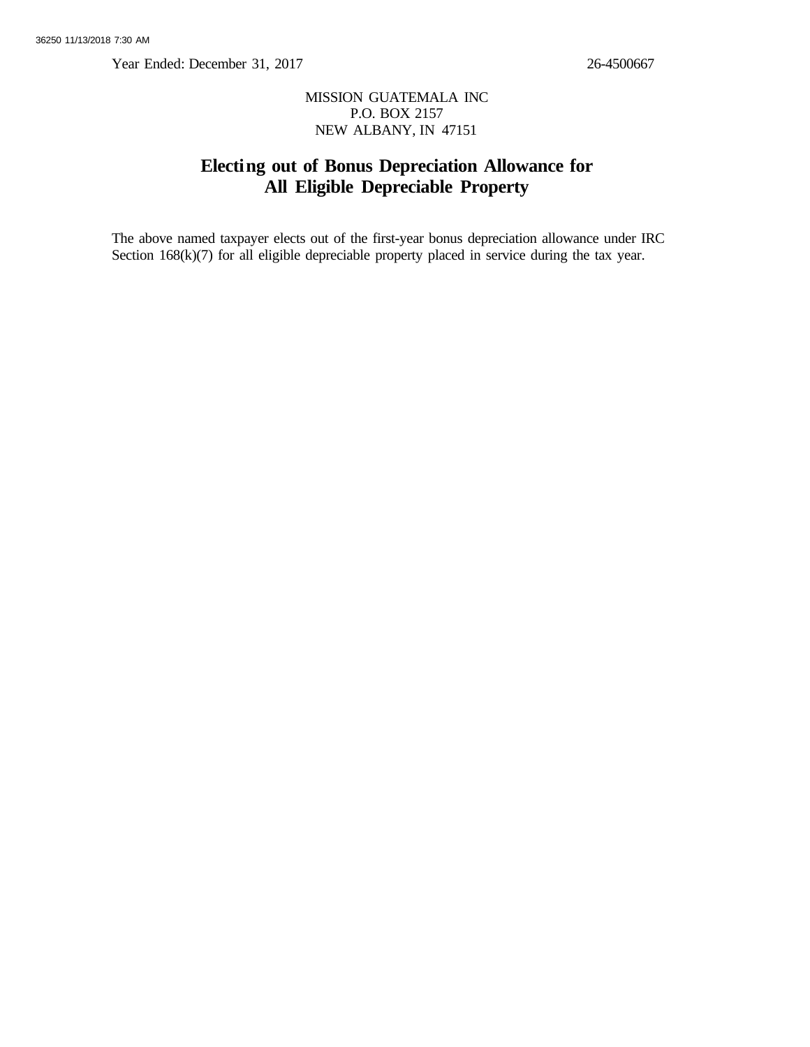Year Ended: December 31, 2017 26-4500667

MISSION GUATEMALA INC
P.O. BOX 2157
NEW ALBANY, IN 47151

## Electing out of Bonus Depreciation Allowance for All Eligible Depreciable Property

The above named taxpayer elects out of the first-year bonus depreciation allowance under IRC Section 168(k)(7) for all eligible depreciable property placed in service during the tax year.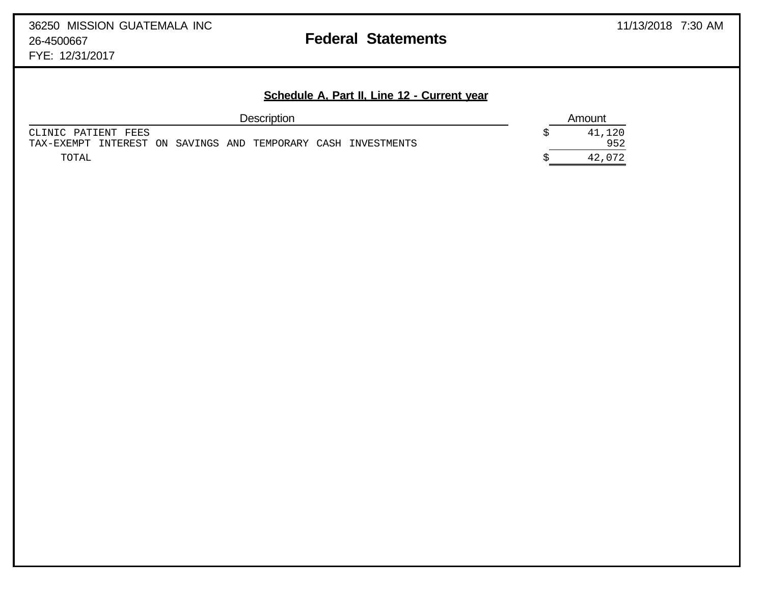36250 MISSION GUATEMALA INC
26-4500667
FYE: 12/31/2017

# Federal Statements

11/13/2018 7:30 AM

## Schedule A, Part II, Line 12 - Current year

| Description | Amount |
|---|---|
| CLINIC PATIENT FEES | $ 41,120 |
| TAX-EXEMPT INTEREST ON SAVINGS AND TEMPORARY CASH INVESTMENTS | 952 |
| TOTAL | $ 42,072 |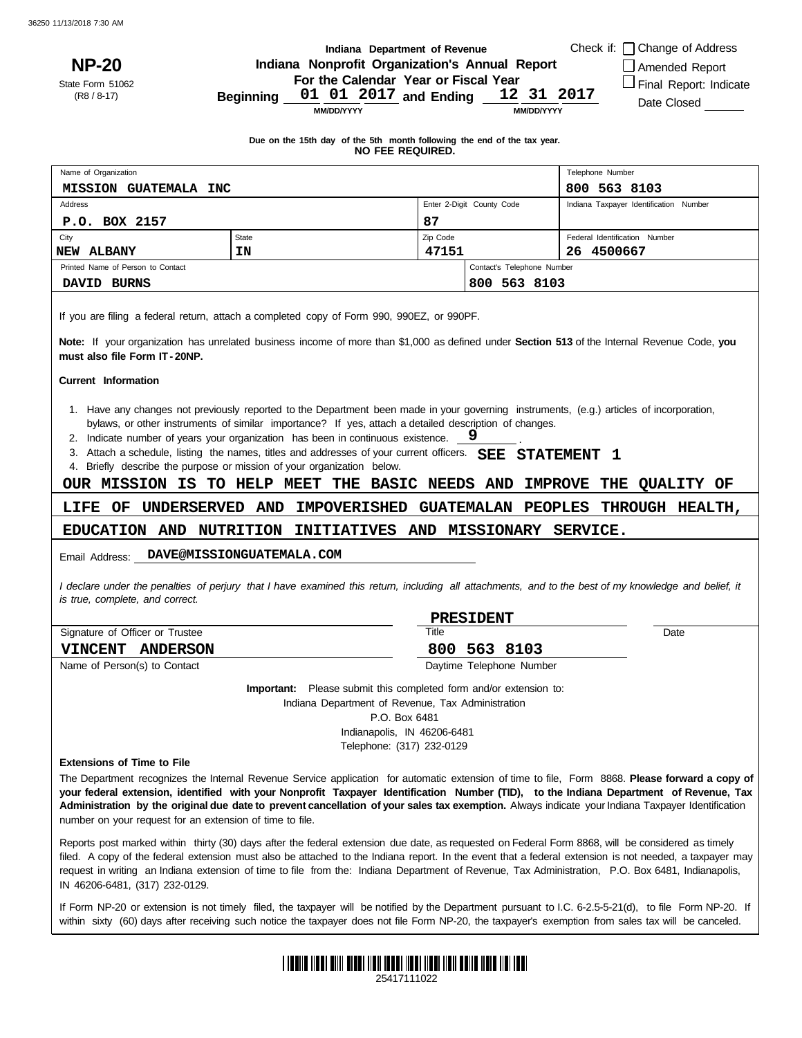36250 11/13/2018 7:30 AM

**NP-20**

State Form 51062
(R8 / 8-17)

**Indiana Department of Revenue**
**Indiana Nonprofit Organization's Annual Report**
**For the Calendar Year or Fiscal Year**
**Beginning** 01 01 2017 **and Ending** 12 31 2017
MM/DD/YYYY MM/DD/YYYY

Check if: ☐ Change of Address
☐ Amended Report
☐ Final Report: Indicate Date Closed ______

**Due on the 15th day of the 5th month following the end of the tax year.**
**NO FEE REQUIRED.**

| | | | | |
|---|---|---|---|---|
| Name of Organization: MISSION GUATEMALA INC | | | | Telephone Number: 800 563 8103 |
| Address: P.O. BOX 2157 | | Enter 2-Digit County Code: 87 | | Indiana Taxpayer Identification Number: |
| City: NEW ALBANY | State: IN | Zip Code: 47151 | | Federal Identification Number: 26 4500667 |
| Printed Name of Person to Contact: DAVID BURNS | | | Contact's Telephone Number: 800 563 8103 | |

If you are filing a federal return, attach a completed copy of Form 990, 990EZ, or 990PF.

**Note:** If your organization has unrelated business income of more than $1,000 as defined under **Section 513** of the Internal Revenue Code, **you must also file Form IT-20NP.**

**Current Information**

1. Have any changes not previously reported to the Department been made in your governing instruments, (e.g.) articles of incorporation, bylaws, or other instruments of similar importance? If yes, attach a detailed description of changes.
2. Indicate number of years your organization has been in continuous existence. 9
3. Attach a schedule, listing the names, titles and addresses of your current officers. SEE STATEMENT 1
4. Briefly describe the purpose or mission of your organization below.

OUR MISSION IS TO HELP MEET THE BASIC NEEDS AND IMPROVE THE QUALITY OF LIFE OF UNDERSERVED AND IMPOVERISHED GUATEMALAN PEOPLES THROUGH HEALTH, EDUCATION AND NUTRITION INITIATIVES AND MISSIONARY SERVICE.

Email Address: DAVE@MISSIONGUATEMALA.COM

*I declare under the penalties of perjury that I have examined this return, including all attachments, and to the best of my knowledge and belief, it is true, complete, and correct.*

| | | |
|---|---|---|
| Signature of Officer or Trustee | Title: PRESIDENT | Date |
| Name of Person(s) to Contact: VINCENT ANDERSON | Daytime Telephone Number: 800 563 8103 | |

**Important:** Please submit this completed form and/or extension to:
Indiana Department of Revenue, Tax Administration
P.O. Box 6481
Indianapolis, IN 46206-6481
Telephone: (317) 232-0129

**Extensions of Time to File**

The Department recognizes the Internal Revenue Service application for automatic extension of time to file, Form 8868. **Please forward a copy of your federal extension, identified with your Nonprofit Taxpayer Identification Number (TID), to the Indiana Department of Revenue, Tax Administration by the original due date to prevent cancellation of your sales tax exemption.** Always indicate your Indiana Taxpayer Identification number on your request for an extension of time to file.

Reports post marked within thirty (30) days after the federal extension due date, as requested on Federal Form 8868, will be considered as timely filed. A copy of the federal extension must also be attached to the Indiana report. In the event that a federal extension is not needed, a taxpayer may request in writing an Indiana extension of time to file from the: Indiana Department of Revenue, Tax Administration, P.O. Box 6481, Indianapolis, IN 46206-6481, (317) 232-0129.

If Form NP-20 or extension is not timely filed, the taxpayer will be notified by the Department pursuant to I.C. 6-2.5-5-21(d), to file Form NP-20. If within sixty (60) days after receiving such notice the taxpayer does not file Form NP-20, the taxpayer's exemption from sales tax will be canceled.

25417111022